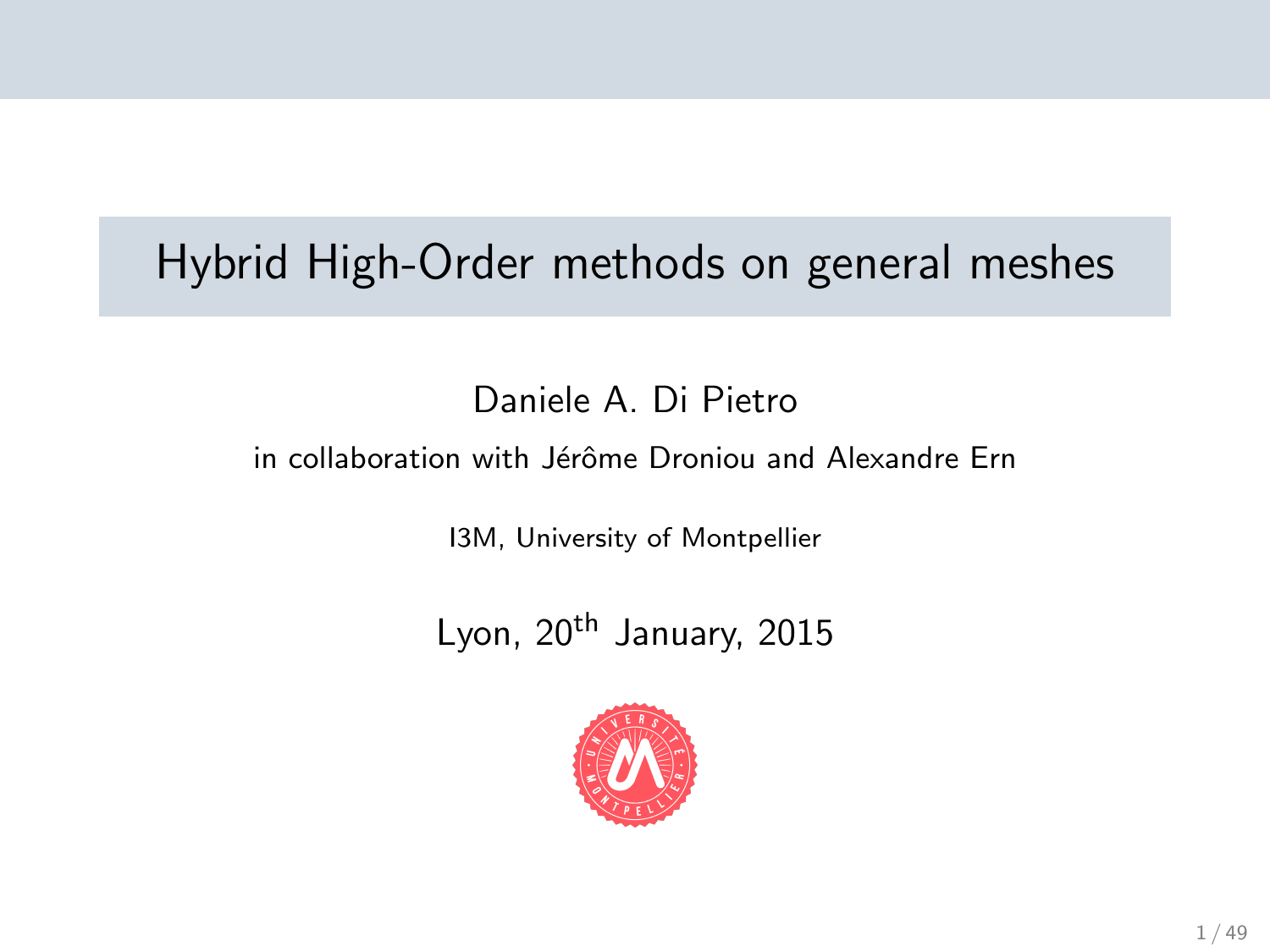# Hybrid High-Order methods on general meshes

Daniele A. Di Pietro

in collaboration with Jérôme Droniou and Alexandre Ern

I3M, University of Montpellier

Lyon, 20th January, 2015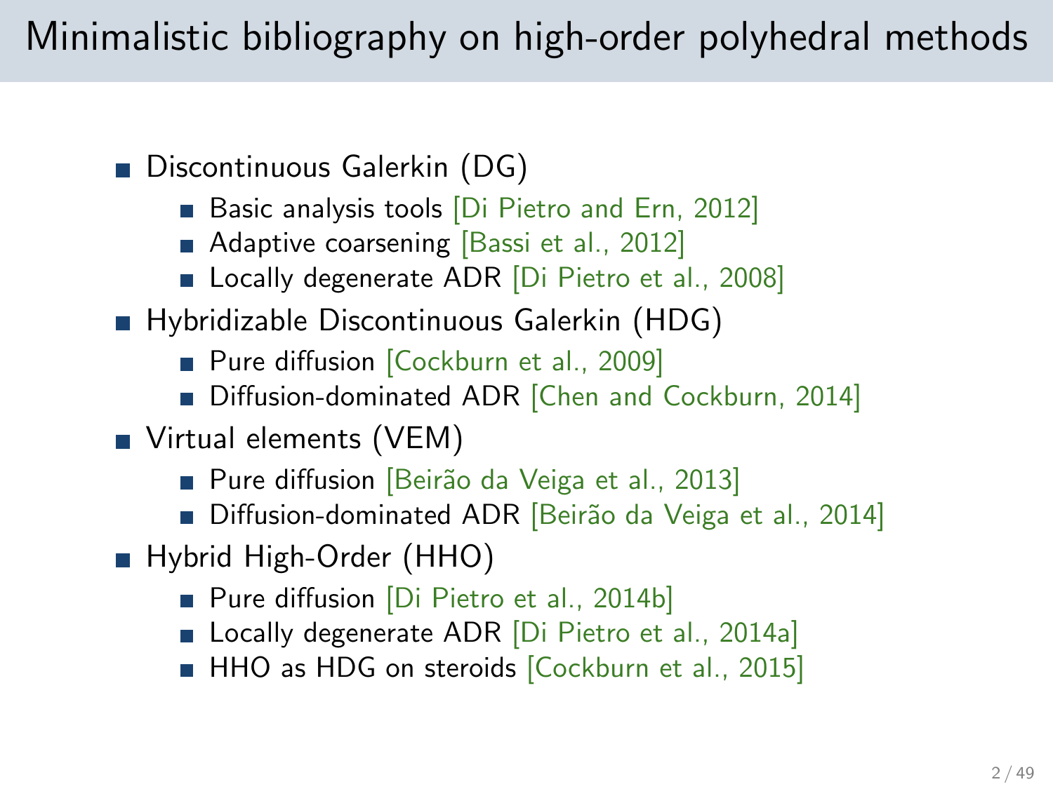# Minimalistic bibliography on high-order polyhedral methods

- Discontinuous Galerkin (DG)
  - Basic analysis tools [Di Pietro and Ern, 2012]
  - Adaptive coarsening [Bassi et al., 2012]
  - Locally degenerate ADR [Di Pietro et al., 2008]
- Hybridizable Discontinuous Galerkin (HDG)
  - Pure diffusion [Cockburn et al., 2009]
  - Diffusion-dominated ADR [Chen and Cockburn, 2014]
- Virtual elements (VEM)
  - Pure diffusion [Beirão da Veiga et al., 2013]
  - Diffusion-dominated ADR [Beirão da Veiga et al., 2014]
- Hybrid High-Order (HHO)
  - Pure diffusion [Di Pietro et al., 2014b]
  - Locally degenerate ADR [Di Pietro et al., 2014a]
  - HHO as HDG on steroids [Cockburn et al., 2015]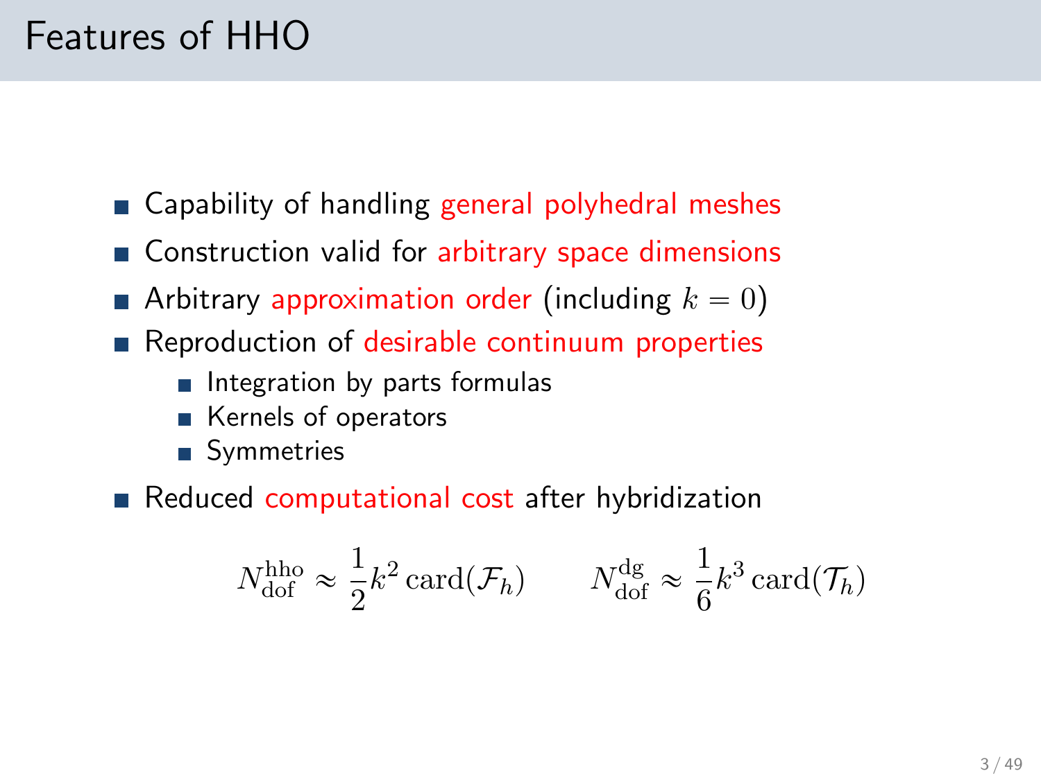# Features of HHO

- Capability of handling general polyhedral meshes
- Construction valid for arbitrary space dimensions
- Arbitrary approximation order (including $k = 0$)
- Reproduction of desirable continuum properties
  - Integration by parts formulas
  - Kernels of operators
  - Symmetries
- Reduced computational cost after hybridization

$$N_{\mathrm{dof}}^{\mathrm{hho}} \approx \frac{1}{2} k^2 \operatorname{card}(\mathcal{F}_h) \qquad N_{\mathrm{dof}}^{\mathrm{dg}} \approx \frac{1}{6} k^3 \operatorname{card}(\mathcal{T}_h)$$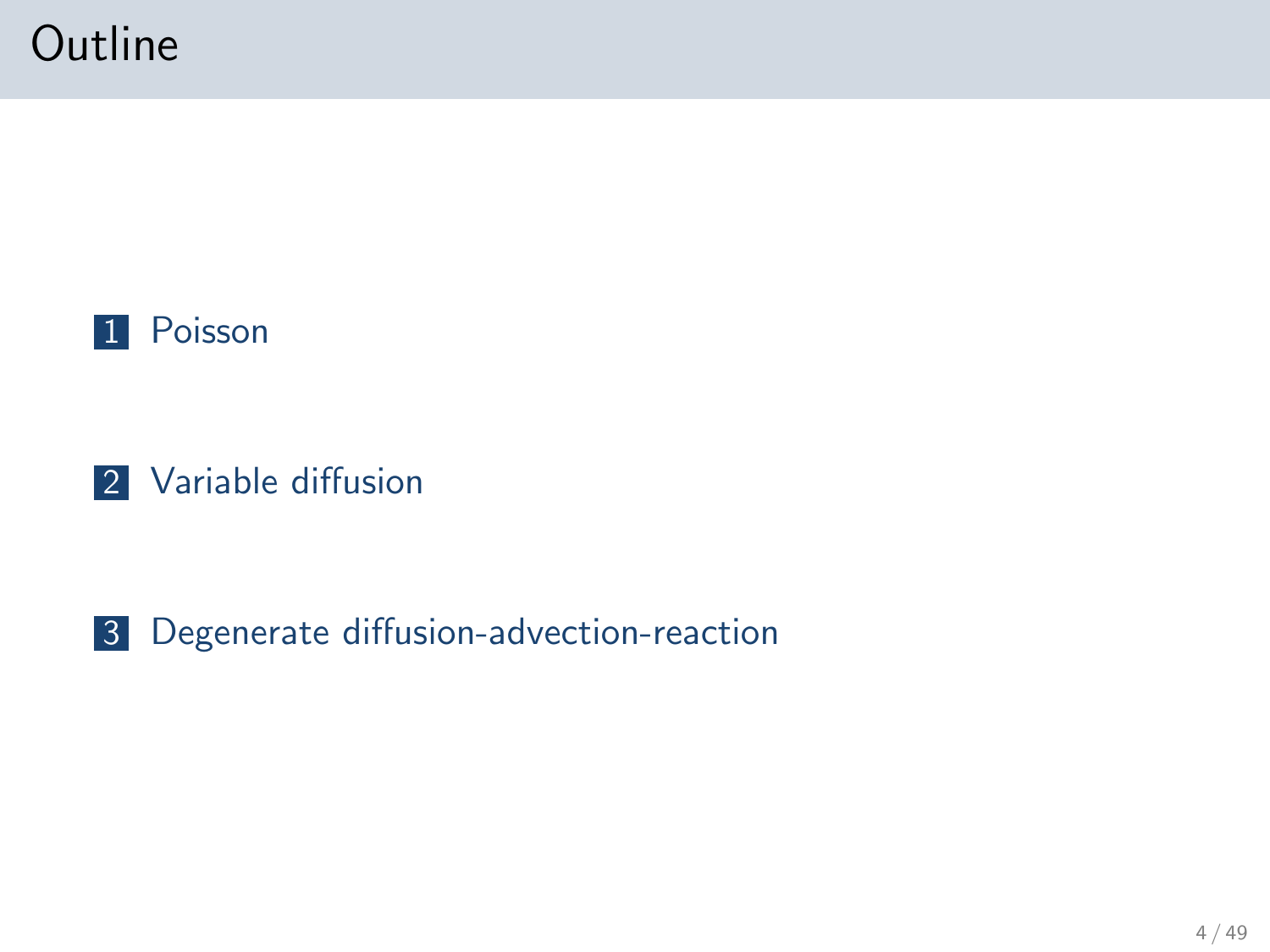# Outline

1. Poisson
2. Variable diffusion
3. Degenerate diffusion-advection-reaction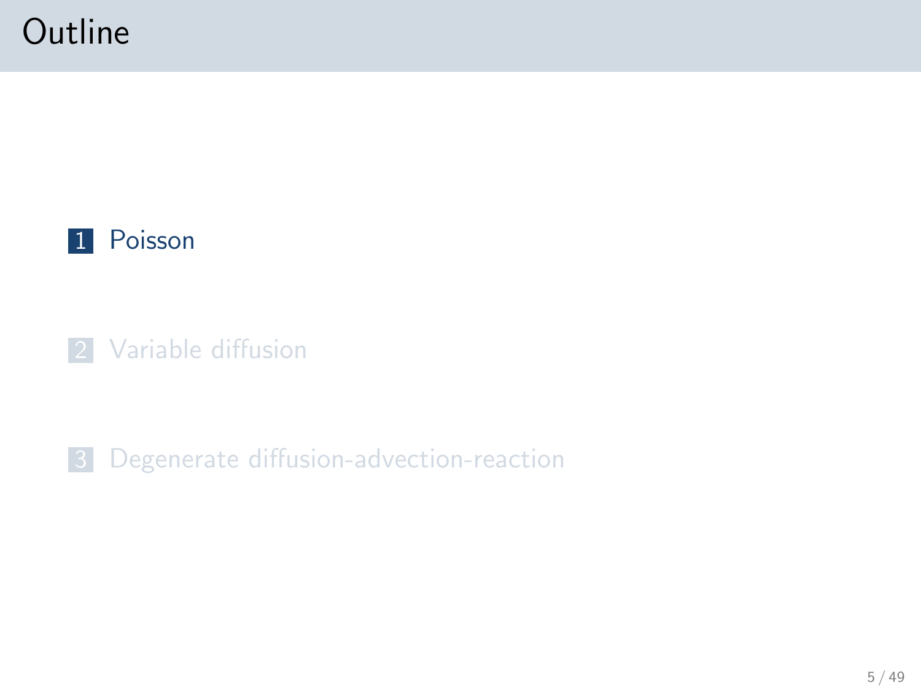# Outline

1. Poisson
2. Variable diffusion
3. Degenerate diffusion-advection-reaction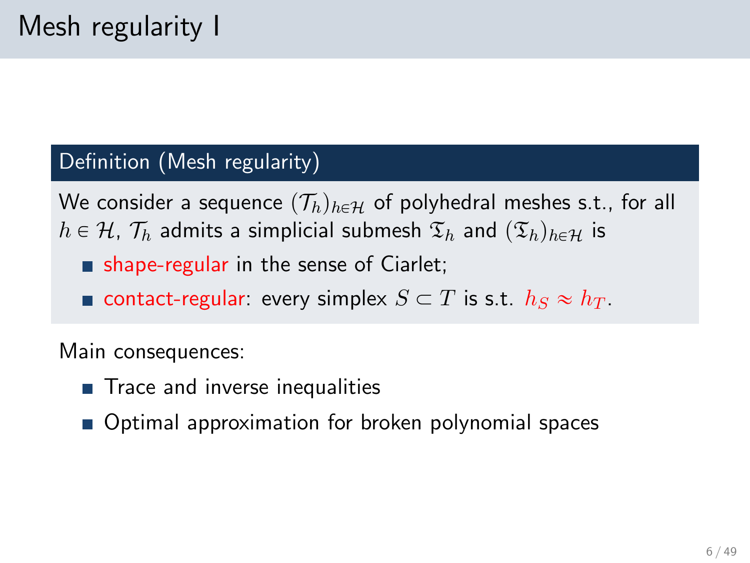# Mesh regularity I

**Definition (Mesh regularity)**

We consider a sequence $(\mathcal{T}_h)_{h\in\mathcal{H}}$ of polyhedral meshes s.t., for all $h \in \mathcal{H}$, $\mathcal{T}_h$ admits a simplicial submesh $\mathfrak{T}_h$ and $(\mathfrak{T}_h)_{h\in\mathcal{H}}$ is

- shape-regular in the sense of Ciarlet;
- contact-regular: every simplex $S \subset T$ is s.t. $h_S \approx h_T$.

Main consequences:

- Trace and inverse inequalities
- Optimal approximation for broken polynomial spaces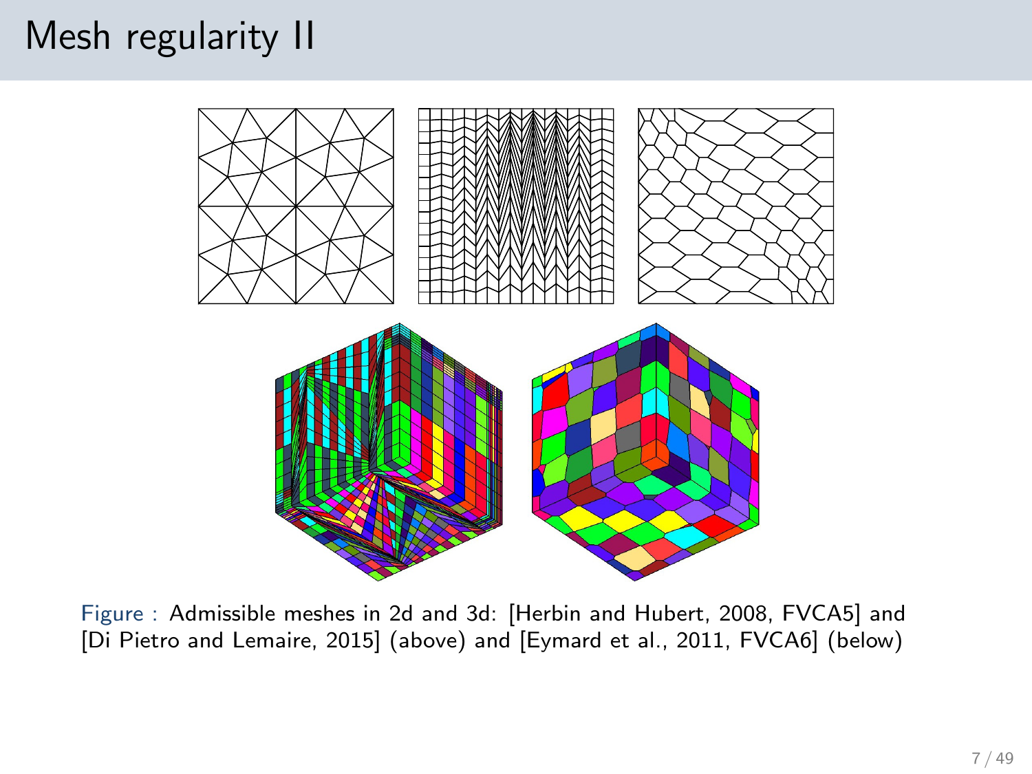# Mesh regularity II

Figure : Admissible meshes in 2d and 3d: [Herbin and Hubert, 2008, FVCA5] and [Di Pietro and Lemaire, 2015] (above) and [Eymard et al., 2011, FVCA6] (below)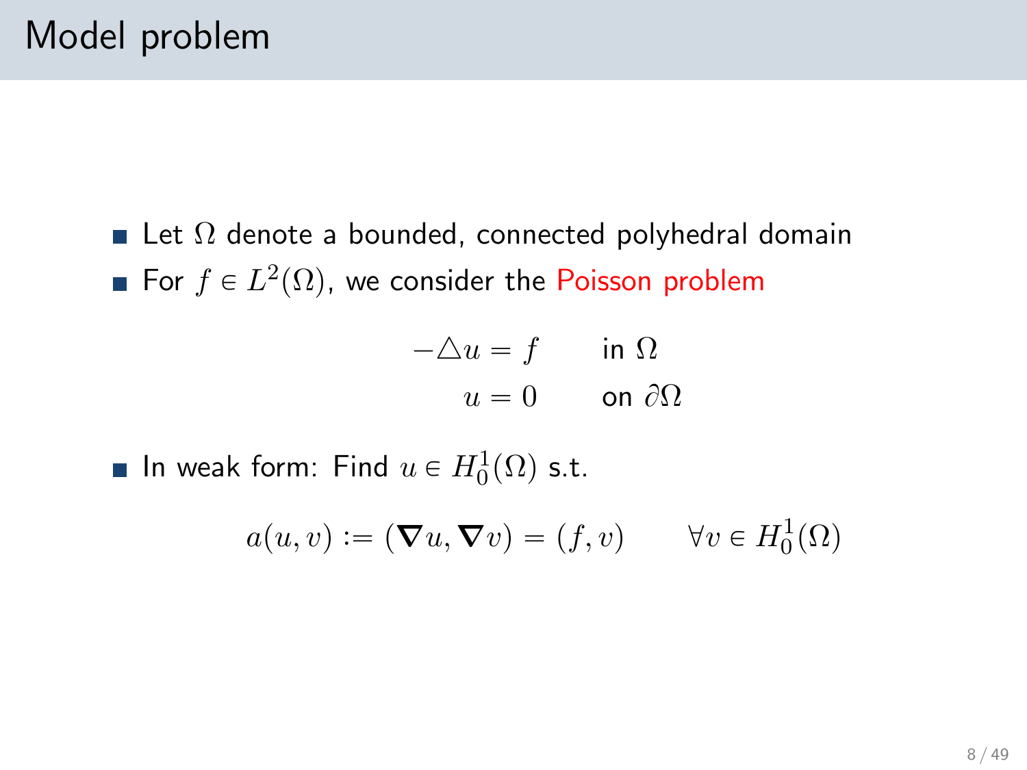# Model problem

- Let $\Omega$ denote a bounded, connected polyhedral domain
- For $f \in L^2(\Omega)$, we consider the Poisson problem

$$
\begin{aligned}
-\triangle u &= f \qquad \text{in } \Omega \\
u &= 0 \qquad \text{on } \partial\Omega
\end{aligned}
$$

- In weak form: Find $u \in H_0^1(\Omega)$ s.t.

$$
a(u, v) := (\boldsymbol{\nabla} u, \boldsymbol{\nabla} v) = (f, v) \qquad \forall v \in H_0^1(\Omega)
$$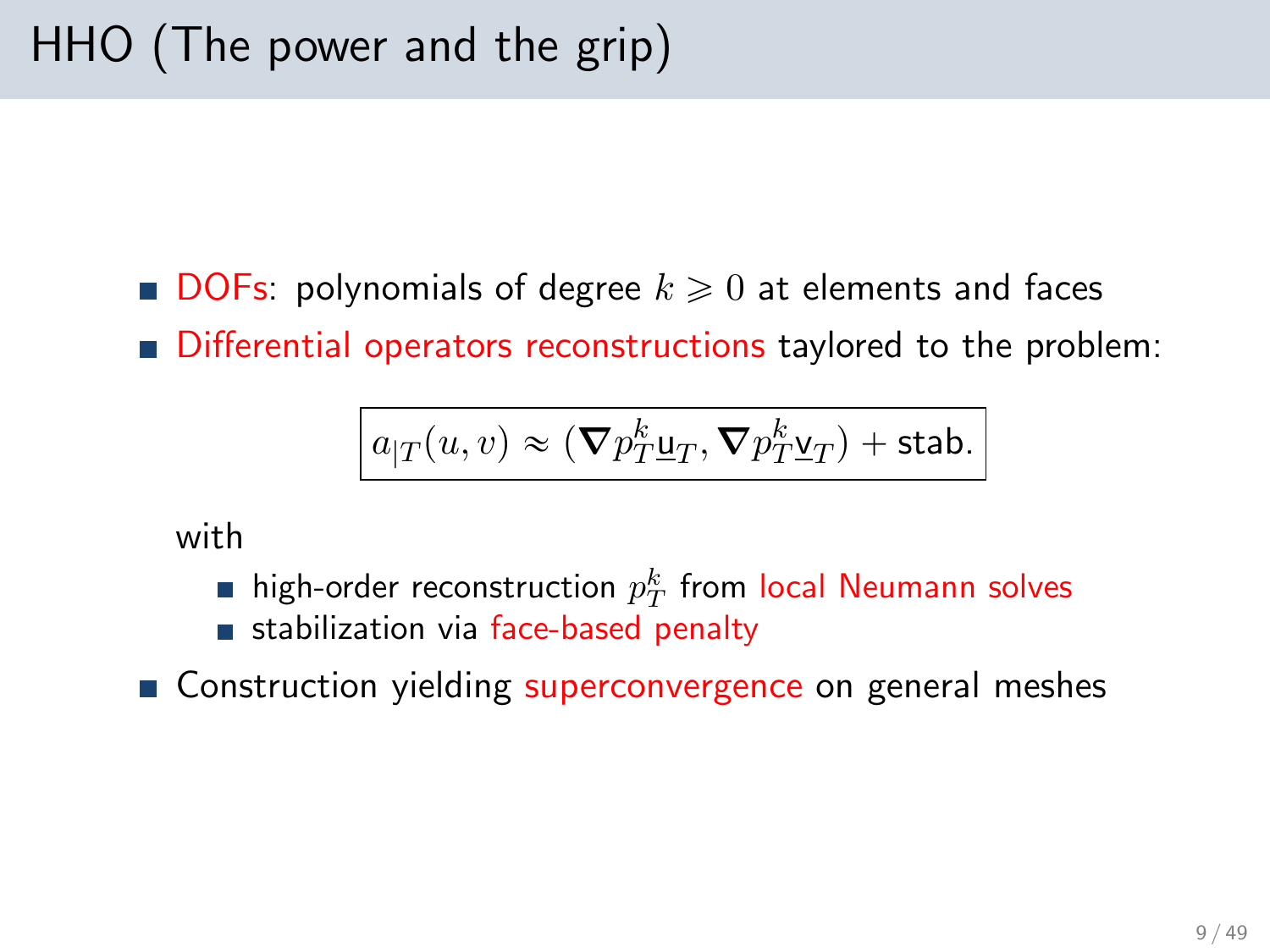# HHO (The power and the grip)

- DOFs: polynomials of degree $k \geqslant 0$ at elements and faces
- Differential operators reconstructions taylored to the problem:

$$\boxed{a_{|T}(u, v) \approx (\boldsymbol{\nabla} p_T^k \underline{\mathsf{u}}_T, \boldsymbol{\nabla} p_T^k \underline{\mathsf{v}}_T) + \text{stab.}}$$

  with

  - high-order reconstruction $p_T^k$ from local Neumann solves
  - stabilization via face-based penalty

- Construction yielding superconvergence on general meshes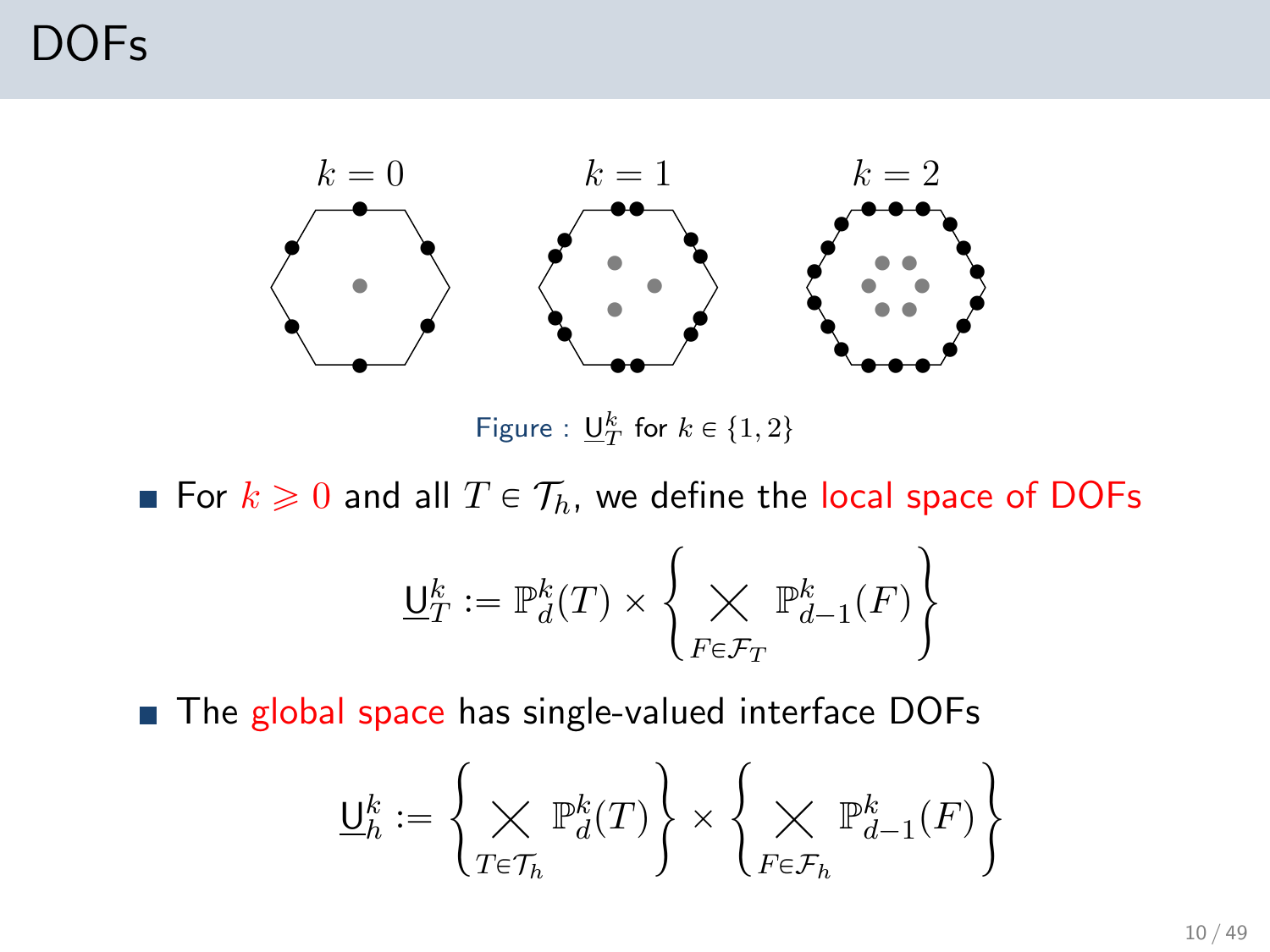# DOFs

$k = 0$ $k = 1$ $k = 2$

Figure : $\underline{\mathsf{U}}_T^k$ for $k \in \{1, 2\}$

- For $k \geqslant 0$ and all $T \in \mathcal{T}_h$, we define the local space of DOFs

$$\underline{\mathsf{U}}_T^k := \mathbb{P}_d^k(T) \times \left\{ \bigtimes_{F \in \mathcal{F}_T} \mathbb{P}_{d-1}^k(F) \right\}$$

- The global space has single-valued interface DOFs

$$\underline{\mathsf{U}}_h^k := \left\{ \bigtimes_{T \in \mathcal{T}_h} \mathbb{P}_d^k(T) \right\} \times \left\{ \bigtimes_{F \in \mathcal{F}_h} \mathbb{P}_{d-1}^k(F) \right\}$$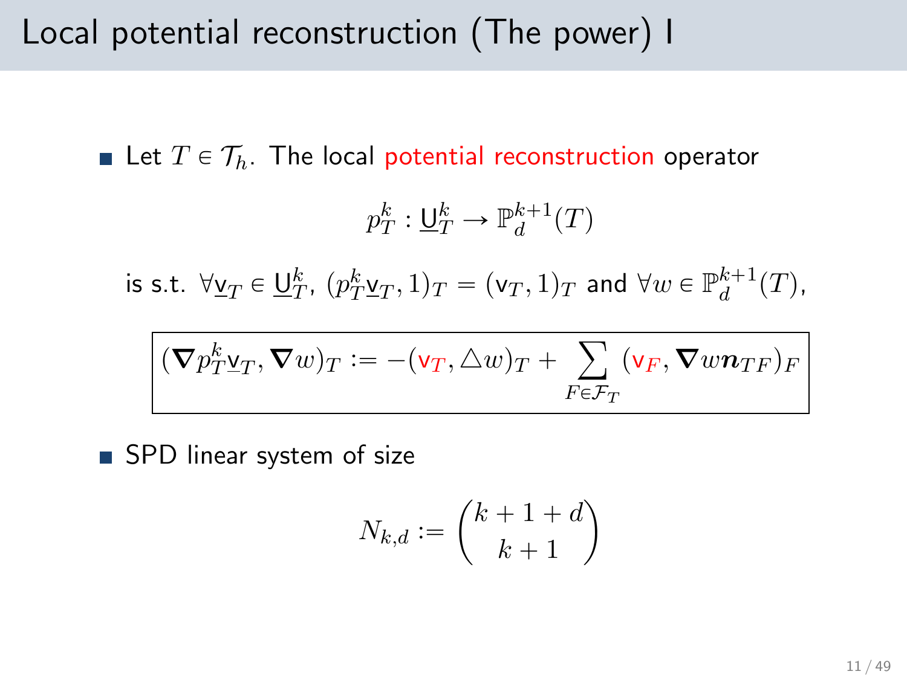# Local potential reconstruction (The power) I

- Let $T \in \mathcal{T}_h$. The local potential reconstruction operator

$$p_T^k : \underline{\mathsf{U}}_T^k \to \mathbb{P}_d^{k+1}(T)$$

is s.t. $\forall \underline{\mathsf{v}}_T \in \underline{\mathsf{U}}_T^k$, $(p_T^k \underline{\mathsf{v}}_T, 1)_T = (\mathsf{v}_T, 1)_T$ and $\forall w \in \mathbb{P}_d^{k+1}(T)$,

$$\boxed{(\nabla p_T^k \underline{\mathsf{v}}_T, \nabla w)_T := -(\mathsf{v}_T, \triangle w)_T + \sum_{F \in \mathcal{F}_T} (\mathsf{v}_F, \nabla w \boldsymbol{n}_{TF})_F}$$

- SPD linear system of size

$$N_{k,d} := \binom{k+1+d}{k+1}$$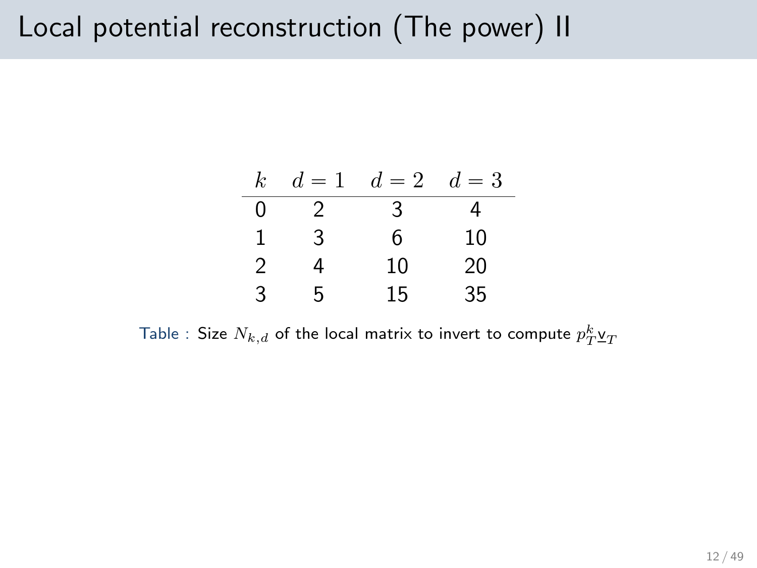# Local potential reconstruction (The power) II

| $k$ | $d = 1$ | $d = 2$ | $d = 3$ |
|---|---|---|---|
| 0 | 2 | 3 | 4 |
| 1 | 3 | 6 | 10 |
| 2 | 4 | 10 | 20 |
| 3 | 5 | 15 | 35 |

Table : Size $N_{k,d}$ of the local matrix to invert to compute $p_T^k \underline{\mathsf{v}}_T$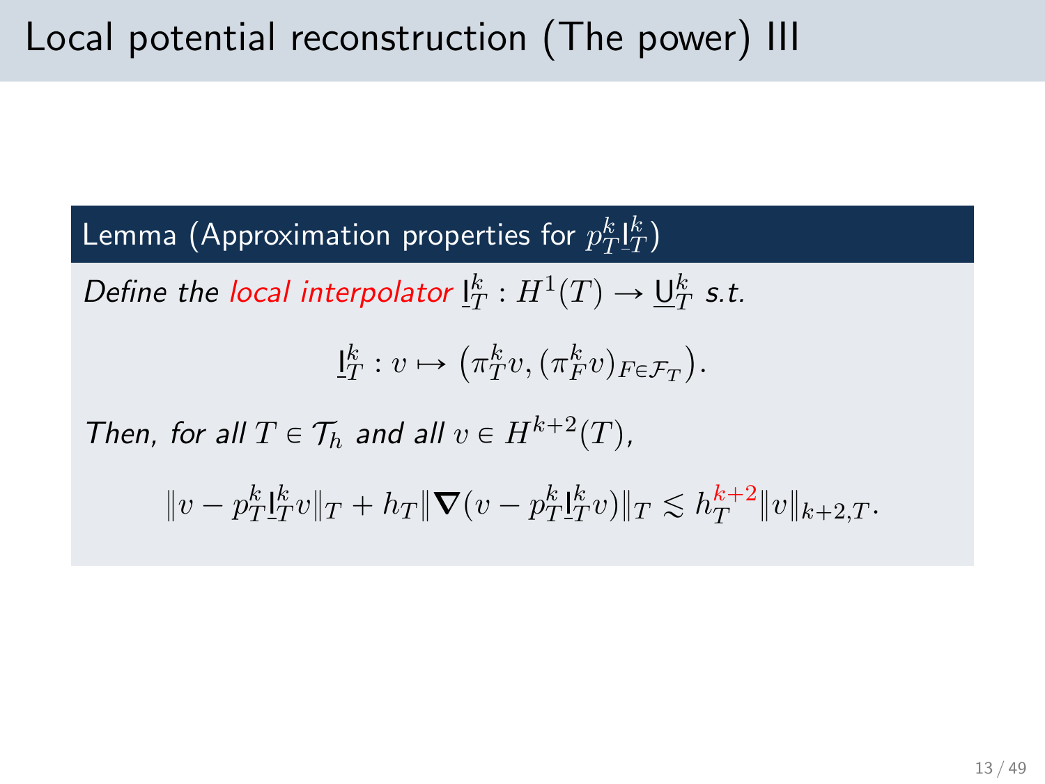# Local potential reconstruction (The power) III

**Lemma (Approximation properties for $p_T^k \underline{\mathsf{I}}_T^k$)**

*Define the local interpolator* $\underline{\mathsf{I}}_T^k : H^1(T) \to \underline{\mathsf{U}}_T^k$ *s.t.*

$$\underline{\mathsf{I}}_T^k : v \mapsto \big(\pi_T^k v, (\pi_F^k v)_{F \in \mathcal{F}_T}\big).$$

*Then, for all* $T \in \mathcal{T}_h$ *and all* $v \in H^{k+2}(T)$,

$$\|v - p_T^k \underline{\mathsf{I}}_T^k v\|_T + h_T \|\boldsymbol{\nabla}(v - p_T^k \underline{\mathsf{I}}_T^k v)\|_T \lesssim h_T^{k+2} \|v\|_{k+2,T}.$$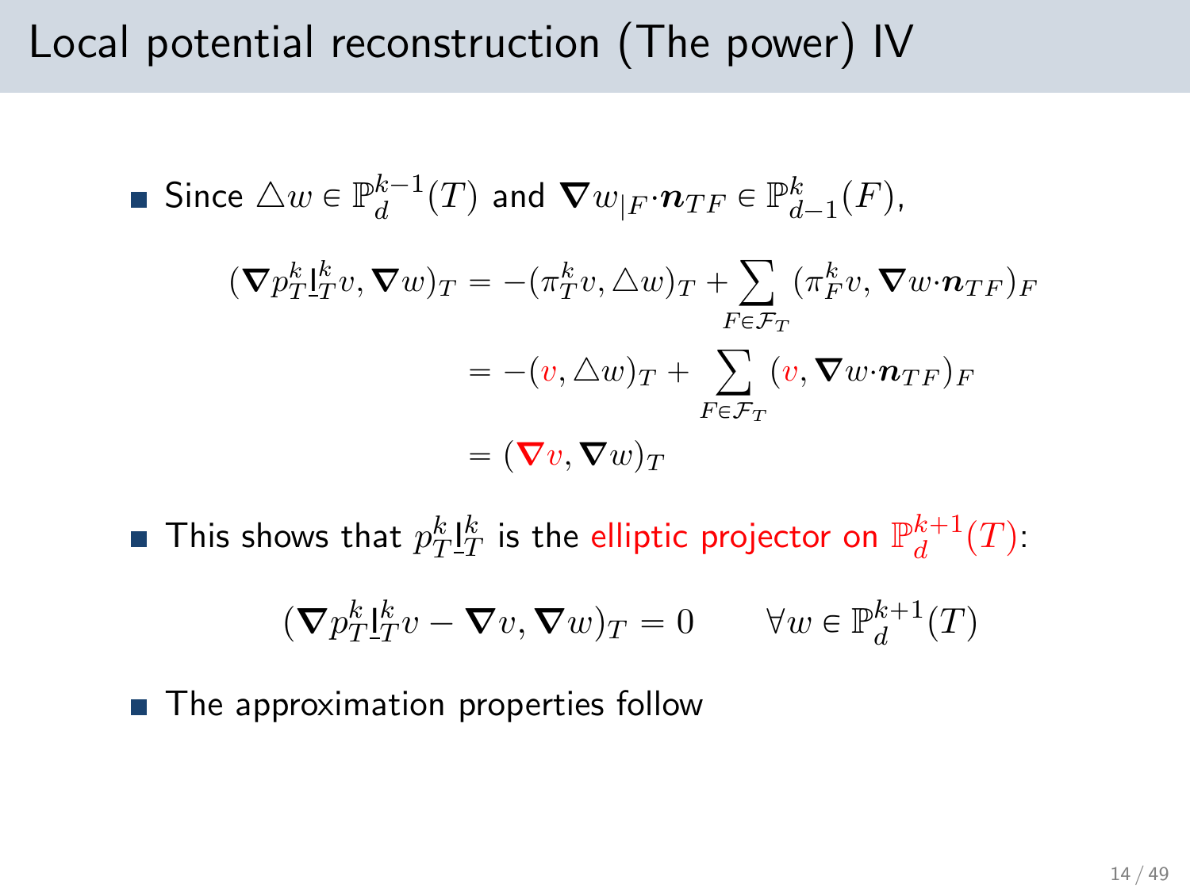# Local potential reconstruction (The power) IV

- Since $\triangle w \in \mathbb{P}_d^{k-1}(T)$ and $\boldsymbol{\nabla} w_{|F} \cdot \boldsymbol{n}_{TF} \in \mathbb{P}_{d-1}^{k}(F)$,

$$
\begin{aligned}
(\boldsymbol{\nabla} p_T^k \underline{\mathsf{I}}_T^k v, \boldsymbol{\nabla} w)_T &= -(\pi_T^k v, \triangle w)_T + \sum_{F \in \mathcal{F}_T} (\pi_F^k v, \boldsymbol{\nabla} w \cdot \boldsymbol{n}_{TF})_F \\
&= -(v, \triangle w)_T + \sum_{F \in \mathcal{F}_T} (v, \boldsymbol{\nabla} w \cdot \boldsymbol{n}_{TF})_F \\
&= (\boldsymbol{\nabla} v, \boldsymbol{\nabla} w)_T
\end{aligned}
$$

- This shows that $p_T^k \underline{\mathsf{I}}_T^k$ is the elliptic projector on $\mathbb{P}_d^{k+1}(T)$:

$$
(\boldsymbol{\nabla} p_T^k \underline{\mathsf{I}}_T^k v - \boldsymbol{\nabla} v, \boldsymbol{\nabla} w)_T = 0 \qquad \forall w \in \mathbb{P}_d^{k+1}(T)
$$

- The approximation properties follow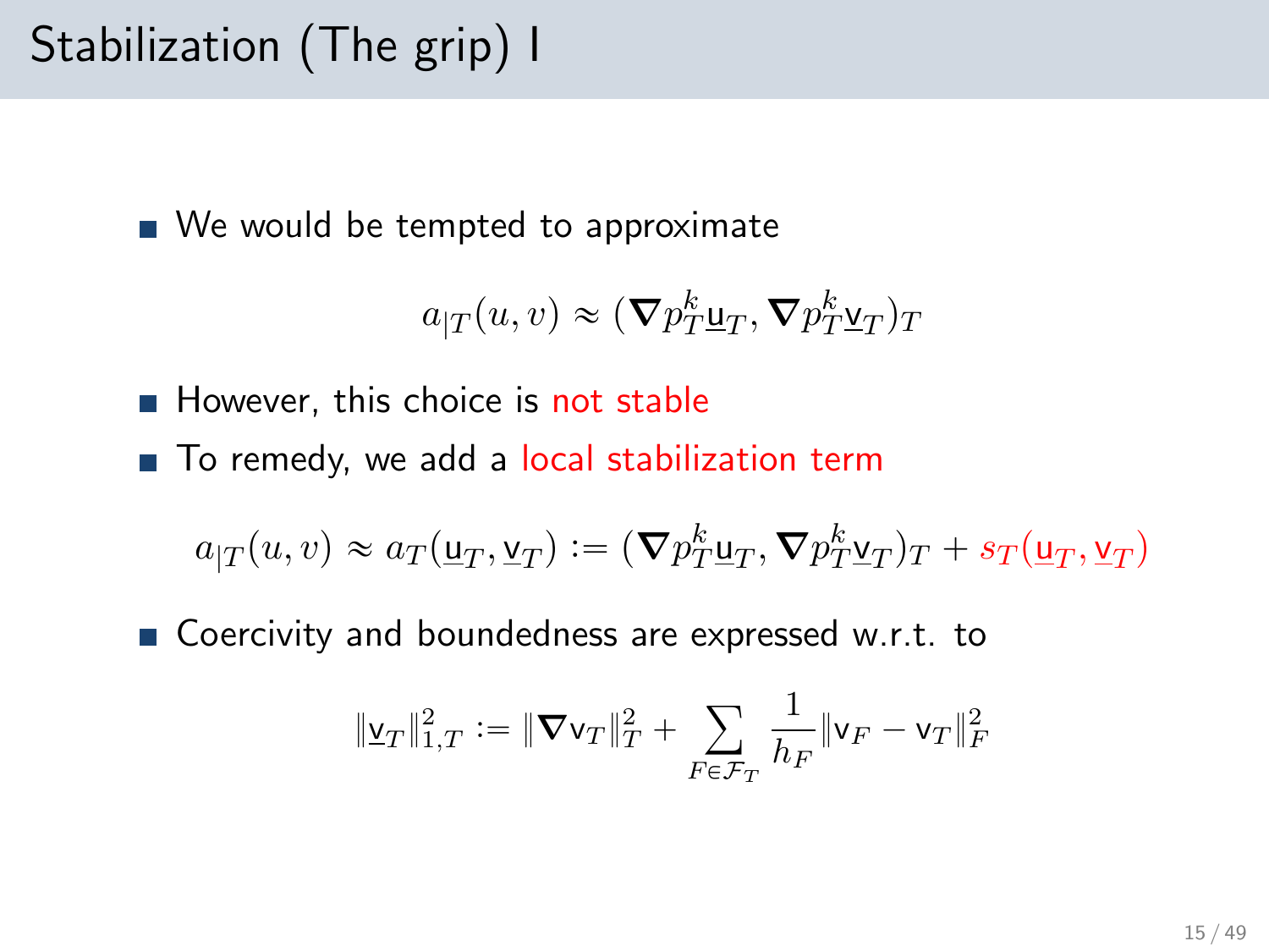# Stabilization (The grip) I

- We would be tempted to approximate

$$a_{|T}(u, v) \approx (\boldsymbol{\nabla} p_T^k \underline{\mathsf{u}}_T, \boldsymbol{\nabla} p_T^k \underline{\mathsf{v}}_T)_T$$

- However, this choice is not stable
- To remedy, we add a local stabilization term

$$a_{|T}(u, v) \approx a_T(\underline{\mathsf{u}}_T, \underline{\mathsf{v}}_T) := (\boldsymbol{\nabla} p_T^k \underline{\mathsf{u}}_T, \boldsymbol{\nabla} p_T^k \underline{\mathsf{v}}_T)_T + s_T(\underline{\mathsf{u}}_T, \underline{\mathsf{v}}_T)$$

- Coercivity and boundedness are expressed w.r.t. to

$$\|\underline{\mathsf{v}}_T\|_{1,T}^2 := \|\boldsymbol{\nabla} \mathsf{v}_T\|_T^2 + \sum_{F \in \mathcal{F}_T} \frac{1}{h_F} \|\mathsf{v}_F - \mathsf{v}_T\|_F^2$$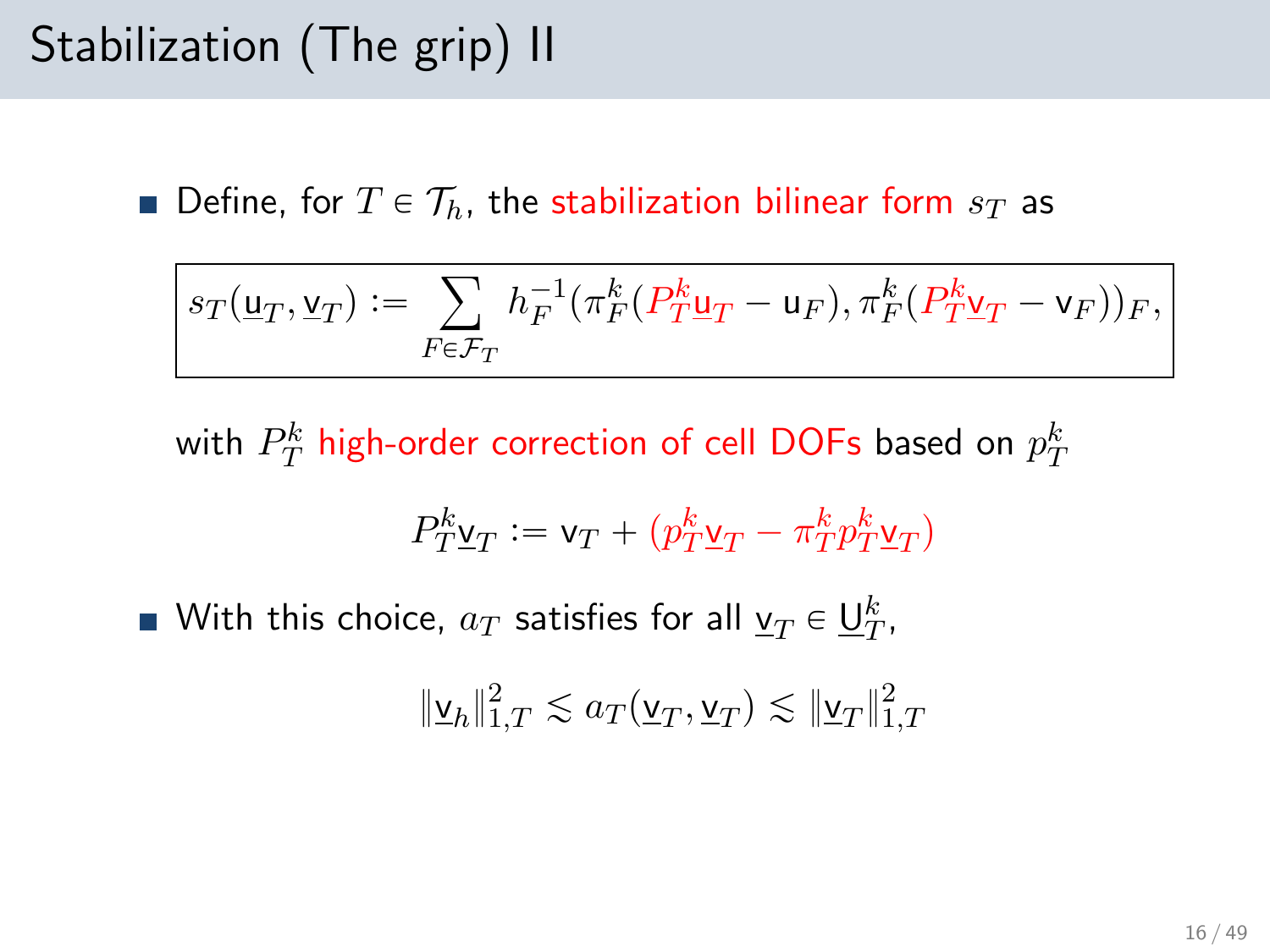# Stabilization (The grip) II

- Define, for $T \in \mathcal{T}_h$, the stabilization bilinear form $s_T$ as

$$
\boxed{s_T(\underline{\mathsf{u}}_T, \underline{\mathsf{v}}_T) := \sum_{F \in \mathcal{F}_T} h_F^{-1} (\pi_F^k (P_T^k \underline{\mathsf{u}}_T - \mathsf{u}_F), \pi_F^k (P_T^k \underline{\mathsf{v}}_T - \mathsf{v}_F))_F,}
$$

  with $P_T^k$ high-order correction of cell DOFs based on $p_T^k$

$$
P_T^k \underline{\mathsf{v}}_T := \mathsf{v}_T + (p_T^k \underline{\mathsf{v}}_T - \pi_T^k p_T^k \underline{\mathsf{v}}_T)
$$

- With this choice, $a_T$ satisfies for all $\underline{\mathsf{v}}_T \in \underline{\mathsf{U}}_T^k$,

$$
\|\underline{\mathsf{v}}_h\|_{1,T}^2 \lesssim a_T(\underline{\mathsf{v}}_T, \underline{\mathsf{v}}_T) \lesssim \|\underline{\mathsf{v}}_T\|_{1,T}^2
$$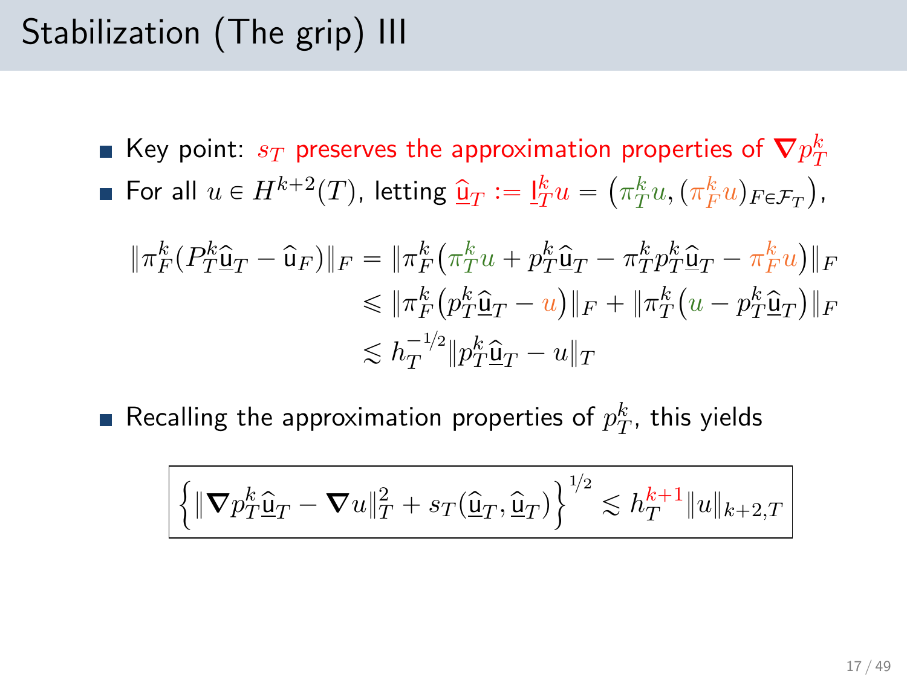# Stabilization (The grip) III

- Key point: $s_T$ preserves the approximation properties of $\boldsymbol{\nabla} p_T^k$
- For all $u \in H^{k+2}(T)$, letting $\underline{\widehat{\mathsf{u}}}_T := \underline{\mathsf{I}}_T^k u = \big(\pi_T^k u, (\pi_F^k u)_{F \in \mathcal{F}_T}\big)$,

$$
\begin{aligned}
\|\pi_F^k(P_T^k \underline{\widehat{\mathsf{u}}}_T - \widehat{\mathsf{u}}_F)\|_F &= \|\pi_F^k\big(\pi_T^k u + p_T^k \underline{\widehat{\mathsf{u}}}_T - \pi_T^k p_T^k \underline{\widehat{\mathsf{u}}}_T - \pi_F^k u\big)\|_F \\
&\leqslant \|\pi_F^k\big(p_T^k \underline{\widehat{\mathsf{u}}}_T - u\big)\|_F + \|\pi_T^k\big(u - p_T^k \underline{\widehat{\mathsf{u}}}_T\big)\|_F \\
&\lesssim h_T^{-1/2} \|p_T^k \underline{\widehat{\mathsf{u}}}_T - u\|_T
\end{aligned}
$$

- Recalling the approximation properties of $p_T^k$, this yields

$$
\boxed{\left\{\|\boldsymbol{\nabla} p_T^k \underline{\widehat{\mathsf{u}}}_T - \boldsymbol{\nabla} u\|_T^2 + s_T(\underline{\widehat{\mathsf{u}}}_T, \underline{\widehat{\mathsf{u}}}_T)\right\}^{1/2} \lesssim h_T^{k+1} \|u\|_{k+2,T}}
$$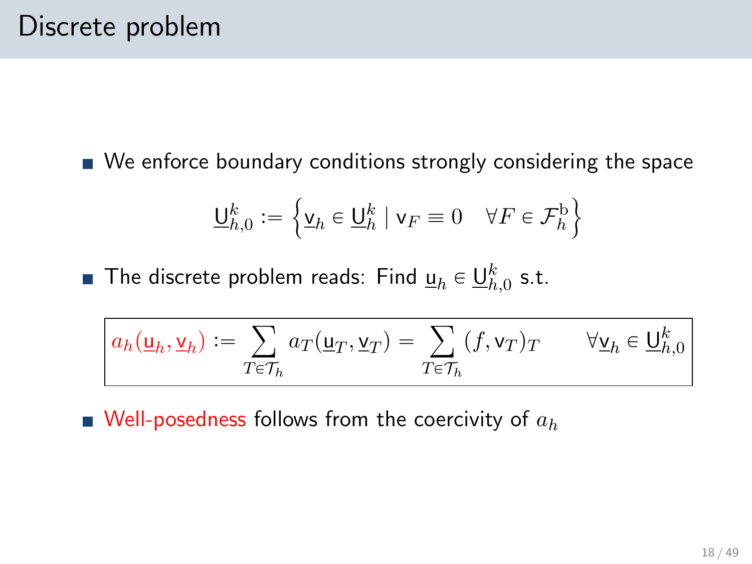# Discrete problem

- We enforce boundary conditions strongly considering the space

$$\underline{\mathsf{U}}_{h,0}^{k} := \left\{ \underline{\mathsf{v}}_h \in \underline{\mathsf{U}}_h^k \mid \mathsf{v}_F \equiv 0 \quad \forall F \in \mathcal{F}_h^{\mathrm{b}} \right\}$$

- The discrete problem reads: Find $\underline{\mathsf{u}}_h \in \underline{\mathsf{U}}_{h,0}^{k}$ s.t.

$$\boxed{a_h(\underline{\mathsf{u}}_h, \underline{\mathsf{v}}_h) := \sum_{T \in \mathcal{T}_h} a_T(\underline{\mathsf{u}}_T, \underline{\mathsf{v}}_T) = \sum_{T \in \mathcal{T}_h} (f, \mathsf{v}_T)_T \qquad \forall \underline{\mathsf{v}}_h \in \underline{\mathsf{U}}_{h,0}^{k}}$$

- Well-posedness follows from the coercivity of $a_h$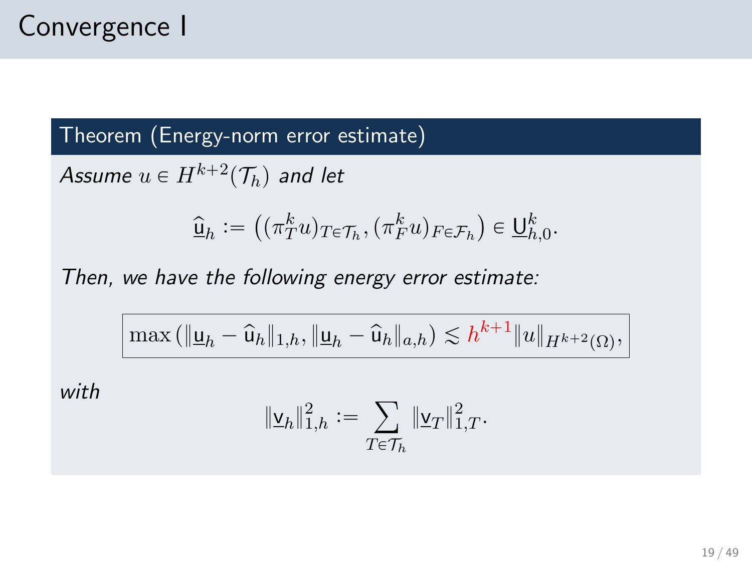# Convergence I

**Theorem (Energy-norm error estimate)**

*Assume* $u \in H^{k+2}(\mathcal{T}_h)$ *and let*

$$\widehat{\underline{\mathsf{u}}}_h := \left((\pi_T^k u)_{T\in\mathcal{T}_h}, (\pi_F^k u)_{F\in\mathcal{F}_h}\right) \in \underline{\mathsf{U}}_{h,0}^k.$$

*Then, we have the following energy error estimate:*

$$\boxed{\max\left(\|\underline{\mathsf{u}}_h - \widehat{\mathsf{u}}_h\|_{1,h}, \|\underline{\mathsf{u}}_h - \widehat{\mathsf{u}}_h\|_{a,h}\right) \lesssim h^{k+1}\|u\|_{H^{k+2}(\Omega)},}$$

*with*

$$\|\underline{\mathsf{v}}_h\|_{1,h}^2 := \sum_{T\in\mathcal{T}_h} \|\underline{\mathsf{v}}_T\|_{1,T}^2.$$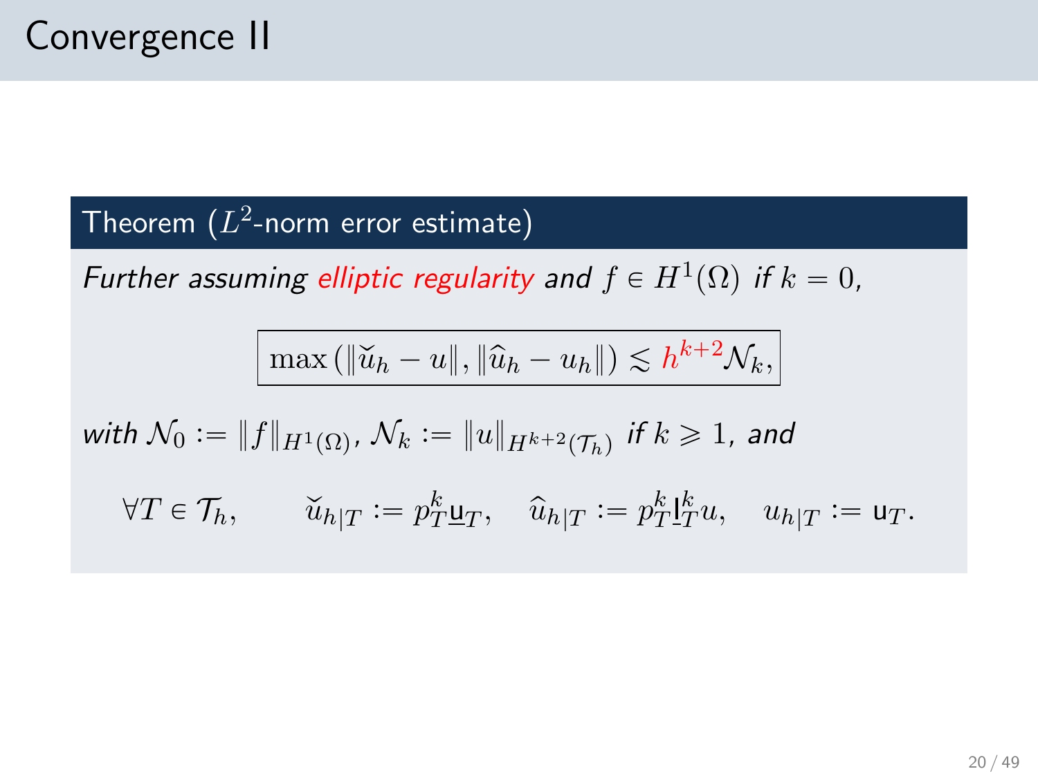# Convergence II

**Theorem ($L^2$-norm error estimate)**

*Further assuming elliptic regularity and $f \in H^1(\Omega)$ if $k = 0$,*

$$\boxed{\max\left(\|\breve{u}_h - u\|, \|\widehat{u}_h - u_h\|\right) \lesssim h^{k+2}\mathcal{N}_k,}$$

*with* $\mathcal{N}_0 := \|f\|_{H^1(\Omega)}$, $\mathcal{N}_k := \|u\|_{H^{k+2}(\mathcal{T}_h)}$ *if* $k \geqslant 1$, *and*

$$\forall T \in \mathcal{T}_h, \qquad \breve{u}_{h|T} := p_T^k \underline{\mathsf{u}}_T, \quad \widehat{u}_{h|T} := p_T^k \underline{\mathsf{I}}_T^k u, \quad u_{h|T} := \mathsf{u}_T.$$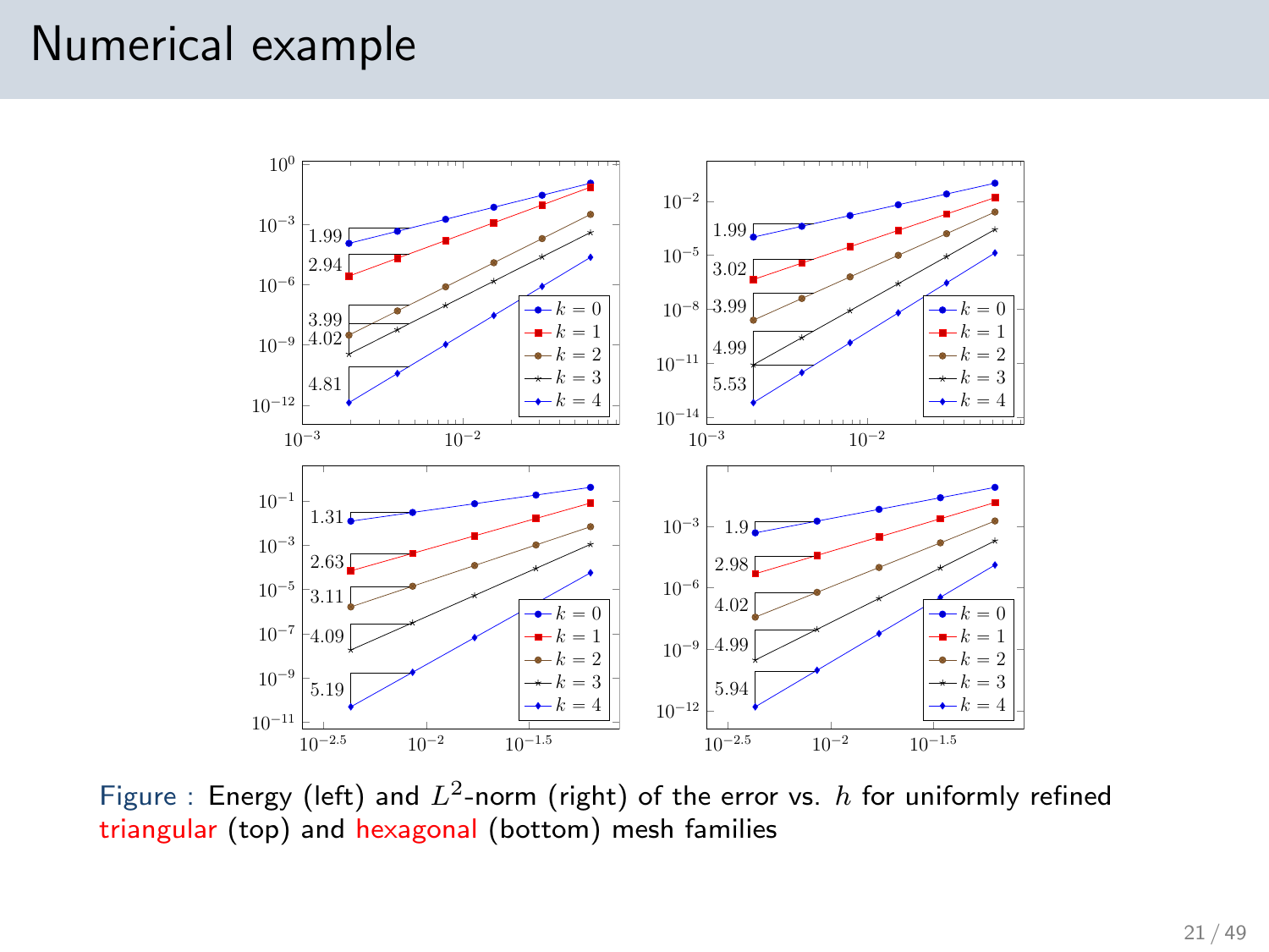# Numerical example

Figure : Energy (left) and $L^2$-norm (right) of the error vs. $h$ for uniformly refined triangular (top) and hexagonal (bottom) mesh families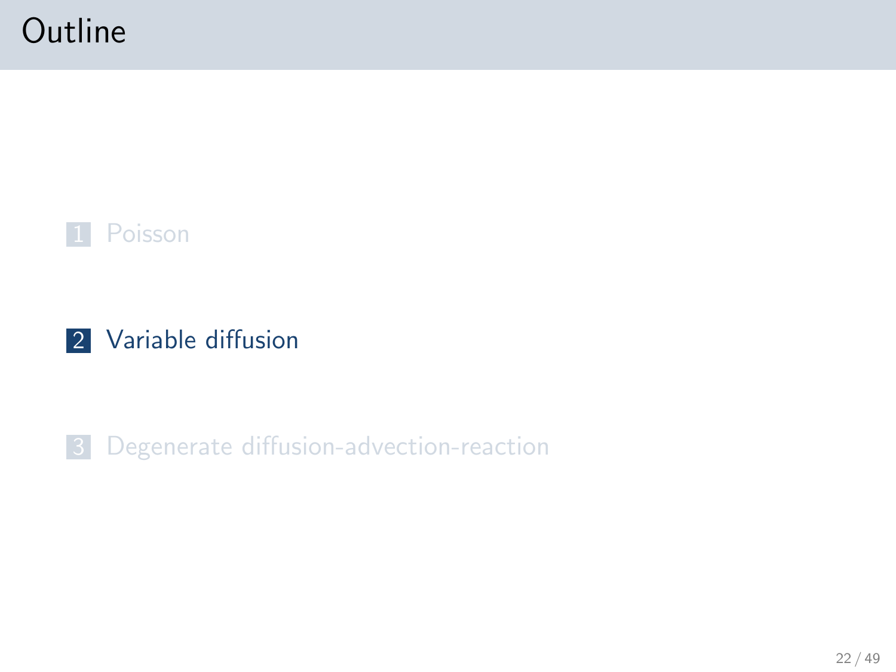# Outline

1. Poisson
2. Variable diffusion
3. Degenerate diffusion-advection-reaction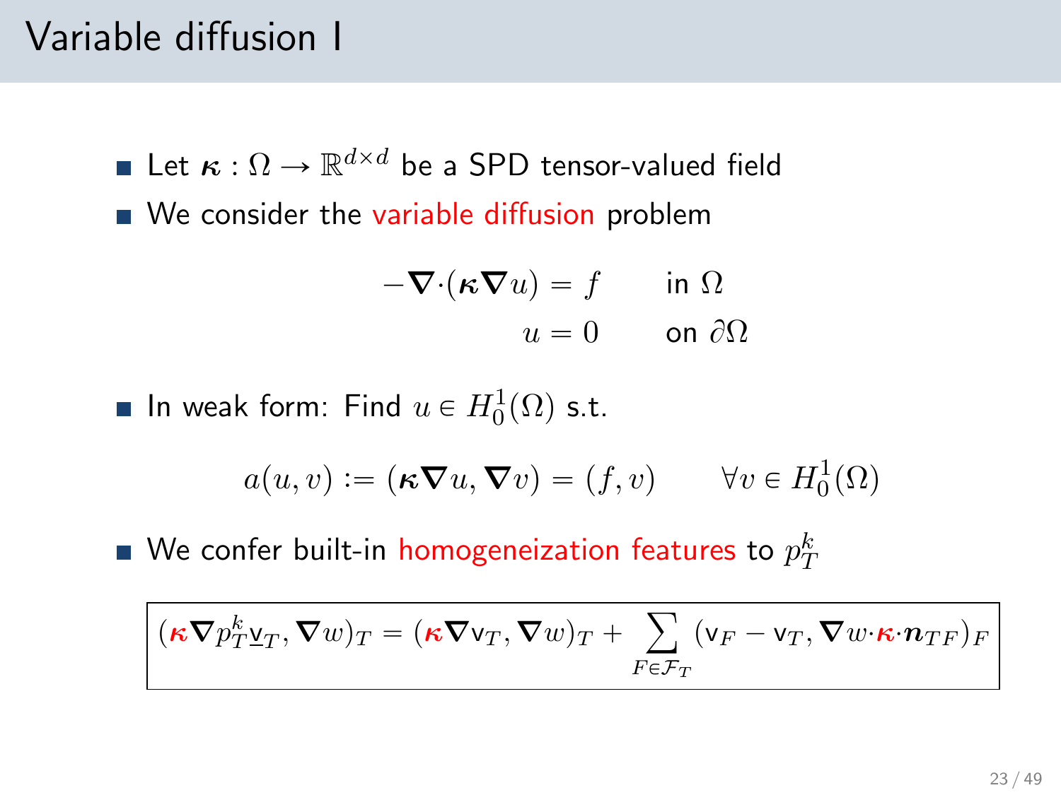# Variable diffusion I

- Let $\boldsymbol{\kappa} : \Omega \to \mathbb{R}^{d\times d}$ be a SPD tensor-valued field
- We consider the variable diffusion problem

$$
\begin{aligned}
-\boldsymbol{\nabla}\cdot(\boldsymbol{\kappa}\boldsymbol{\nabla} u) &= f \qquad \text{in } \Omega \\
u &= 0 \qquad \text{on } \partial\Omega
\end{aligned}
$$

- In weak form: Find $u \in H_0^1(\Omega)$ s.t.

$$
a(u,v) := (\boldsymbol{\kappa}\boldsymbol{\nabla} u, \boldsymbol{\nabla} v) = (f, v) \qquad \forall v \in H_0^1(\Omega)
$$

- We confer built-in homogeneization features to $p_T^k$

$$
\boxed{(\boldsymbol{\kappa}\boldsymbol{\nabla} p_T^k \underline{\mathsf{v}}_T, \boldsymbol{\nabla} w)_T = (\boldsymbol{\kappa}\boldsymbol{\nabla} \mathsf{v}_T, \boldsymbol{\nabla} w)_T + \sum_{F\in\mathcal{F}_T} (\mathsf{v}_F - \mathsf{v}_T, \boldsymbol{\nabla} w\cdot\boldsymbol{\kappa}\cdot\boldsymbol{n}_{TF})_F}
$$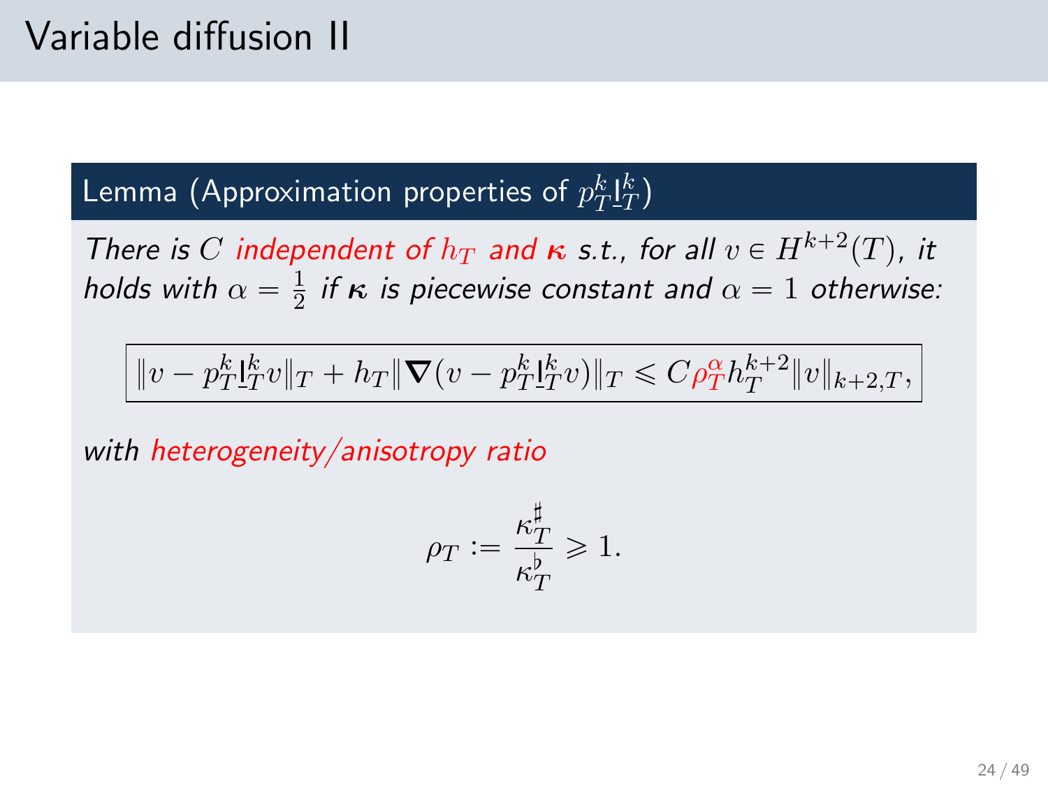# Variable diffusion II

**Lemma (Approximation properties of $p_T^k \underline{\mathsf{I}}_T^k$)**

*There is $C$ independent of $h_T$ and $\boldsymbol{\kappa}$ s.t., for all $v \in H^{k+2}(T)$, it holds with $\alpha = \frac{1}{2}$ if $\boldsymbol{\kappa}$ is piecewise constant and $\alpha = 1$ otherwise:*

$$\boxed{\|v - p_T^k \underline{\mathsf{I}}_T^k v\|_T + h_T \|\boldsymbol{\nabla}(v - p_T^k \underline{\mathsf{I}}_T^k v)\|_T \leqslant C \rho_T^{\alpha} h_T^{k+2} \|v\|_{k+2,T},}$$

*with heterogeneity/anisotropy ratio*

$$\rho_T := \frac{\kappa_T^\sharp}{\kappa_T^\flat} \geqslant 1.$$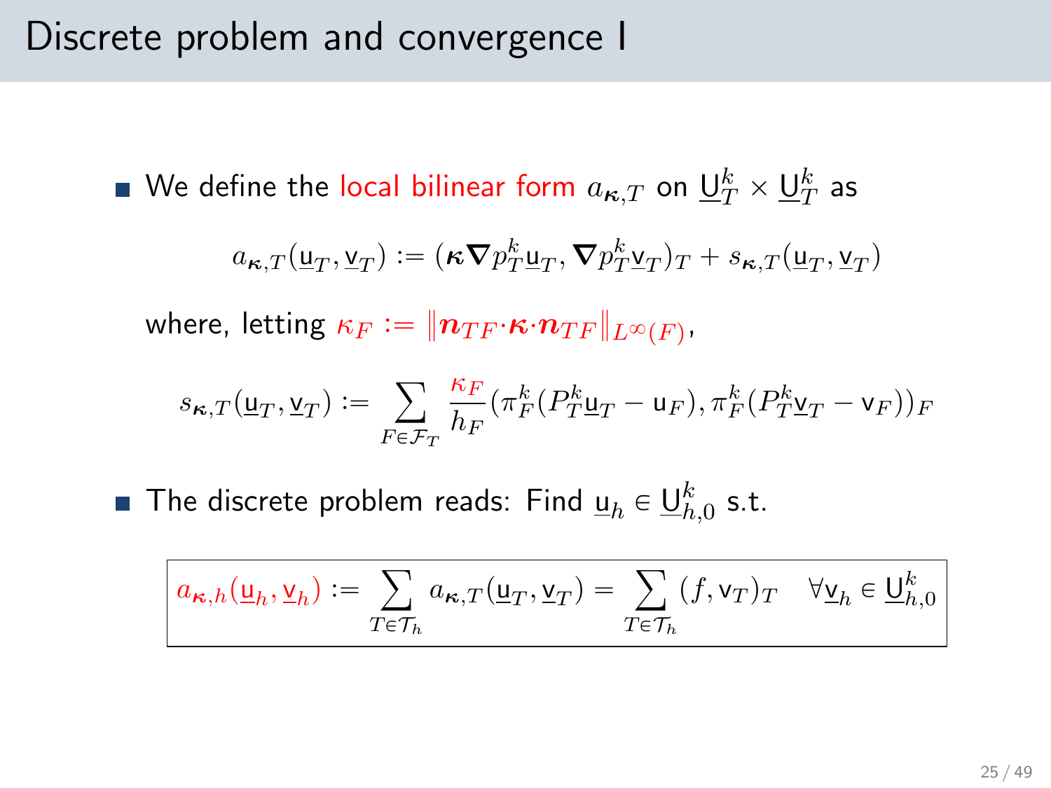# Discrete problem and convergence I

- We define the local bilinear form $a_{\boldsymbol{\kappa},T}$ on $\underline{\mathsf{U}}_T^k \times \underline{\mathsf{U}}_T^k$ as

$$a_{\boldsymbol{\kappa},T}(\underline{\mathsf{u}}_T, \underline{\mathsf{v}}_T) := (\boldsymbol{\kappa}\boldsymbol{\nabla} p_T^k \underline{\mathsf{u}}_T, \boldsymbol{\nabla} p_T^k \underline{\mathsf{v}}_T)_T + s_{\boldsymbol{\kappa},T}(\underline{\mathsf{u}}_T, \underline{\mathsf{v}}_T)$$

  where, letting $\kappa_F := \|\boldsymbol{n}_{TF}{\cdot}\boldsymbol{\kappa}{\cdot}\boldsymbol{n}_{TF}\|_{L^\infty(F)}$,

$$s_{\boldsymbol{\kappa},T}(\underline{\mathsf{u}}_T, \underline{\mathsf{v}}_T) := \sum_{F\in\mathcal{F}_T} \frac{\kappa_F}{h_F} (\pi_F^k (P_T^k \underline{\mathsf{u}}_T - \mathsf{u}_F), \pi_F^k (P_T^k \underline{\mathsf{v}}_T - \mathsf{v}_F))_F$$

- The discrete problem reads: Find $\underline{\mathsf{u}}_h \in \underline{\mathsf{U}}_{h,0}^k$ s.t.

$$a_{\boldsymbol{\kappa},h}(\underline{\mathsf{u}}_h, \underline{\mathsf{v}}_h) := \sum_{T\in\mathcal{T}_h} a_{\boldsymbol{\kappa},T}(\underline{\mathsf{u}}_T, \underline{\mathsf{v}}_T) = \sum_{T\in\mathcal{T}_h} (f, \mathsf{v}_T)_T \quad \forall \underline{\mathsf{v}}_h \in \underline{\mathsf{U}}_{h,0}^k$$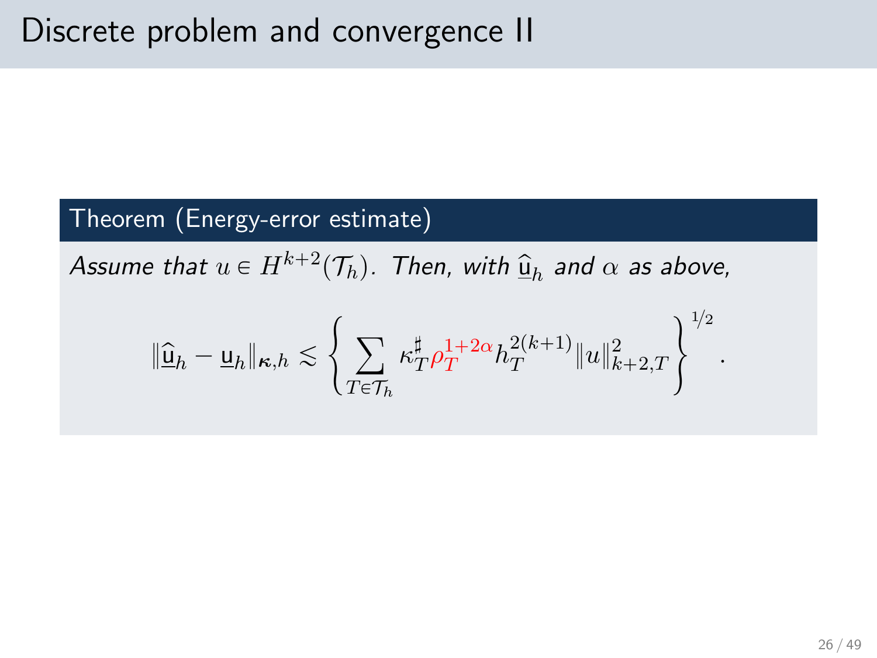# Discrete problem and convergence II

**Theorem (Energy-error estimate)**

*Assume that $u \in H^{k+2}(\mathcal{T}_h)$. Then, with $\widehat{\underline{\mathsf{u}}}_h$ and $\alpha$ as above,*

$$
\|\widehat{\underline{\mathsf{u}}}_h - \underline{\mathsf{u}}_h\|_{\boldsymbol{\kappa},h} \lesssim \left\{ \sum_{T \in \mathcal{T}_h} \kappa_T^{\sharp} \rho_T^{1+2\alpha} h_T^{2(k+1)} \|u\|_{k+2,T}^2 \right\}^{1/2}.
$$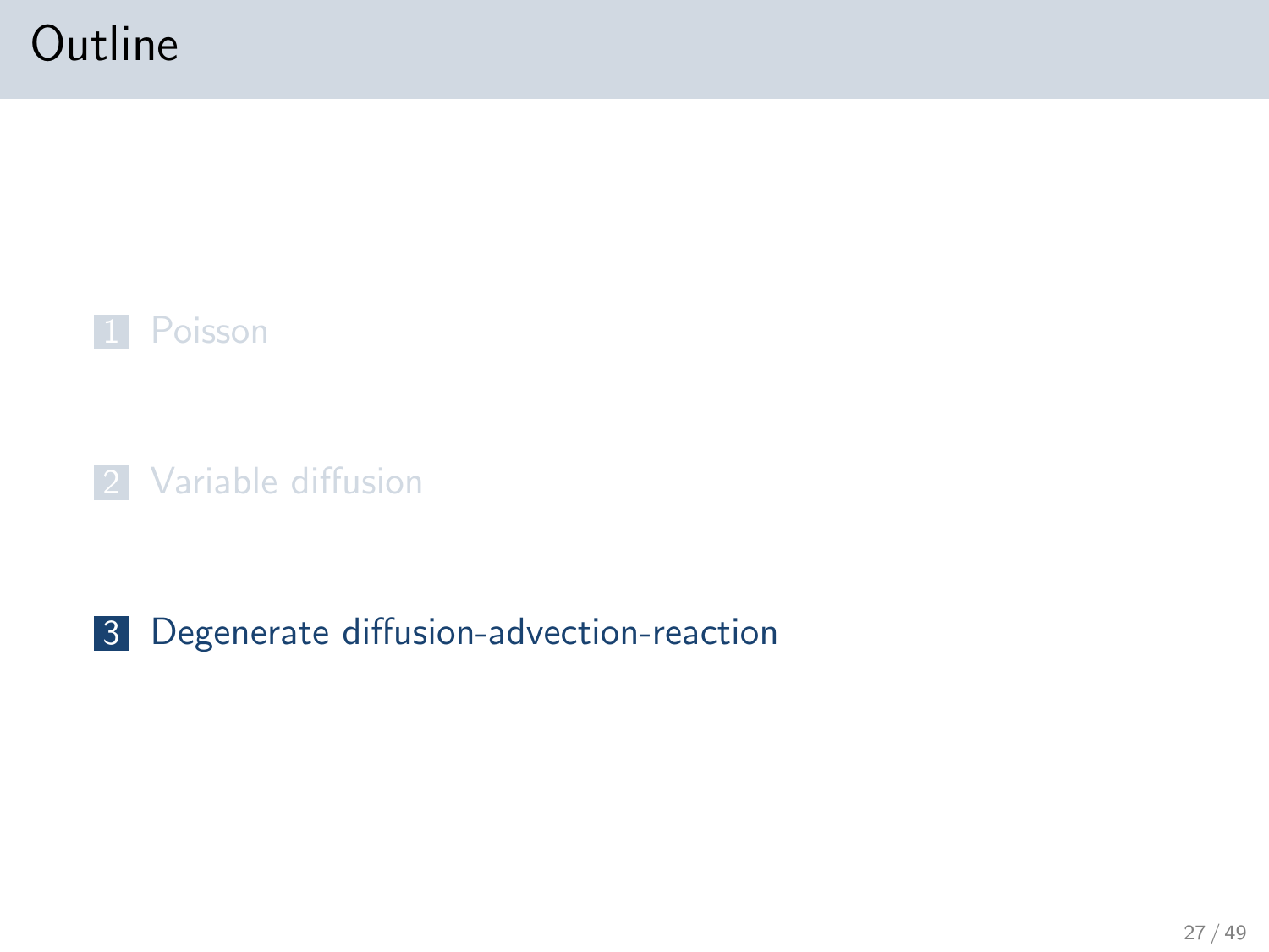# Outline

1. Poisson
2. Variable diffusion
3. Degenerate diffusion-advection-reaction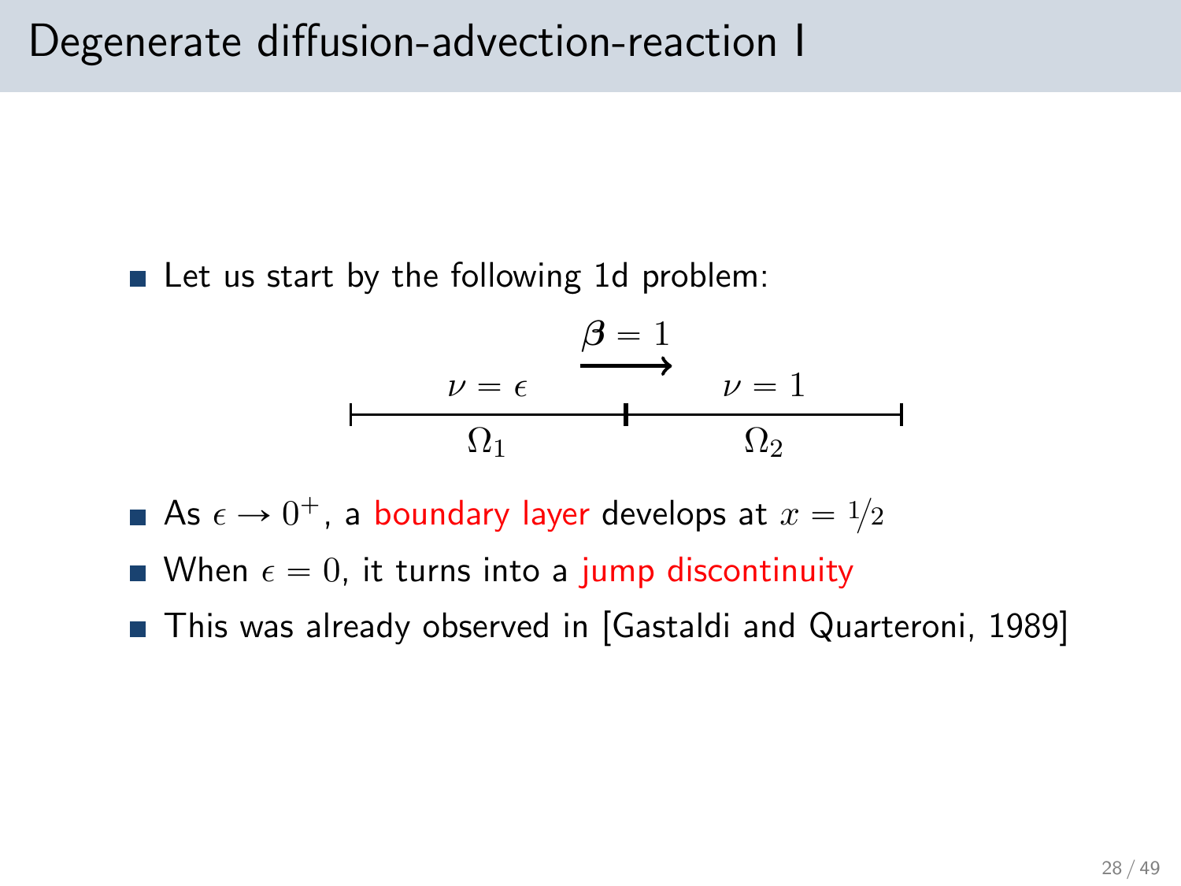# Degenerate diffusion-advection-reaction I

- Let us start by the following 1d problem:

$$\boldsymbol{\beta} = 1 \longrightarrow$$

$\nu = \epsilon$ on $\Omega_1$, $\nu = 1$ on $\Omega_2$

- As $\epsilon \to 0^+$, a boundary layer develops at $x = 1/2$
- When $\epsilon = 0$, it turns into a jump discontinuity
- This was already observed in [Gastaldi and Quarteroni, 1989]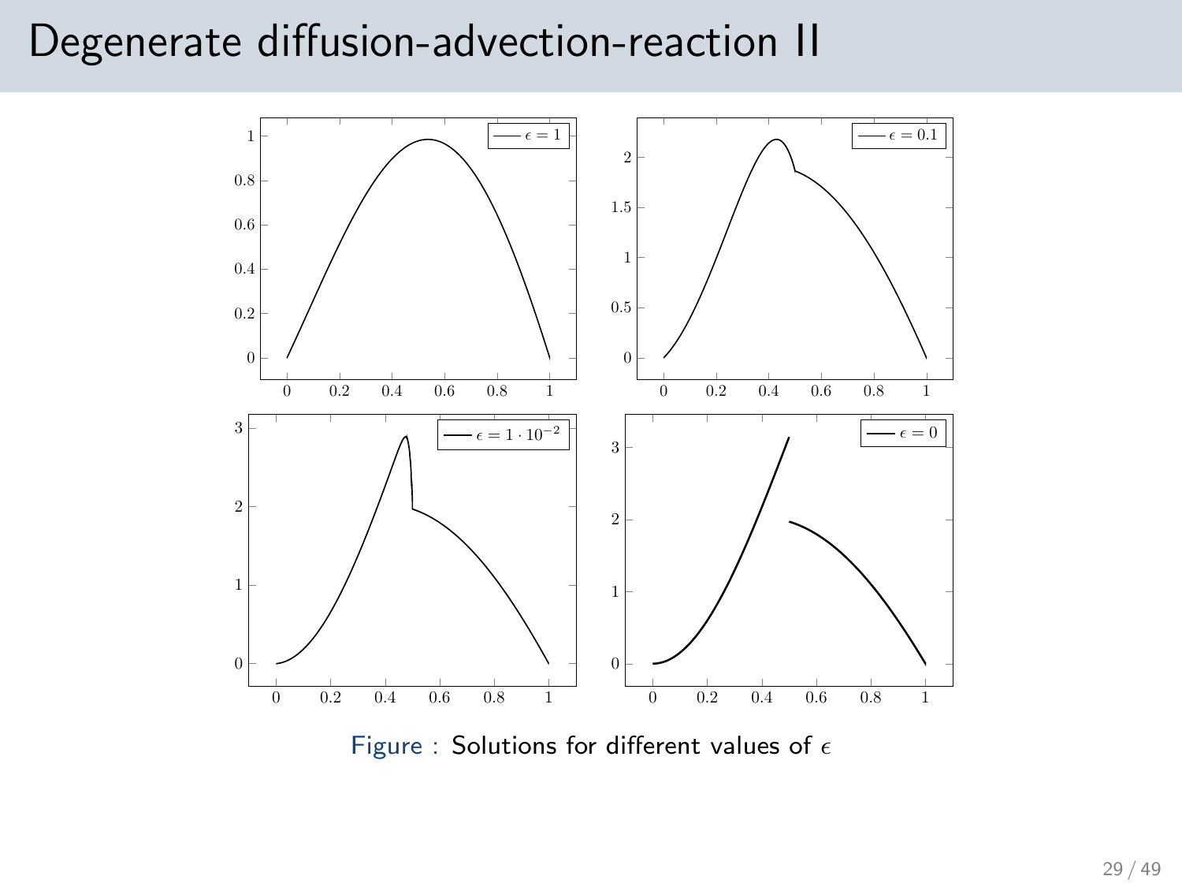# Degenerate diffusion-advection-reaction II

Figure : Solutions for different values of $\epsilon$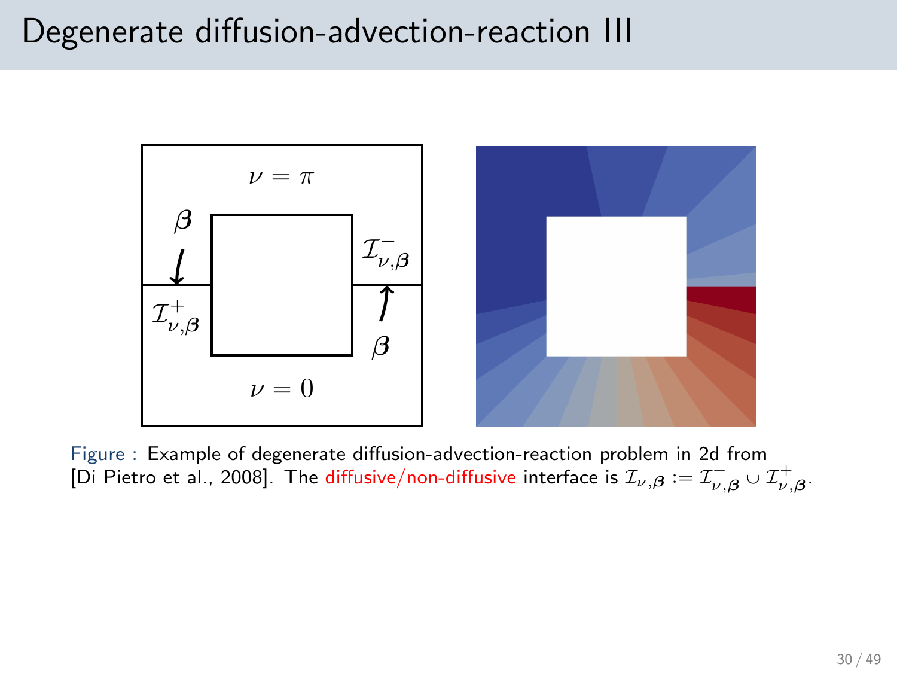# Degenerate diffusion-advection-reaction III

Figure : Example of degenerate diffusion-advection-reaction problem in 2d from [Di Pietro et al., 2008]. The diffusive/non-diffusive interface is $\mathcal{I}_{\nu,\boldsymbol{\beta}} := \mathcal{I}^-_{\nu,\boldsymbol{\beta}} \cup \mathcal{I}^+_{\nu,\boldsymbol{\beta}}$.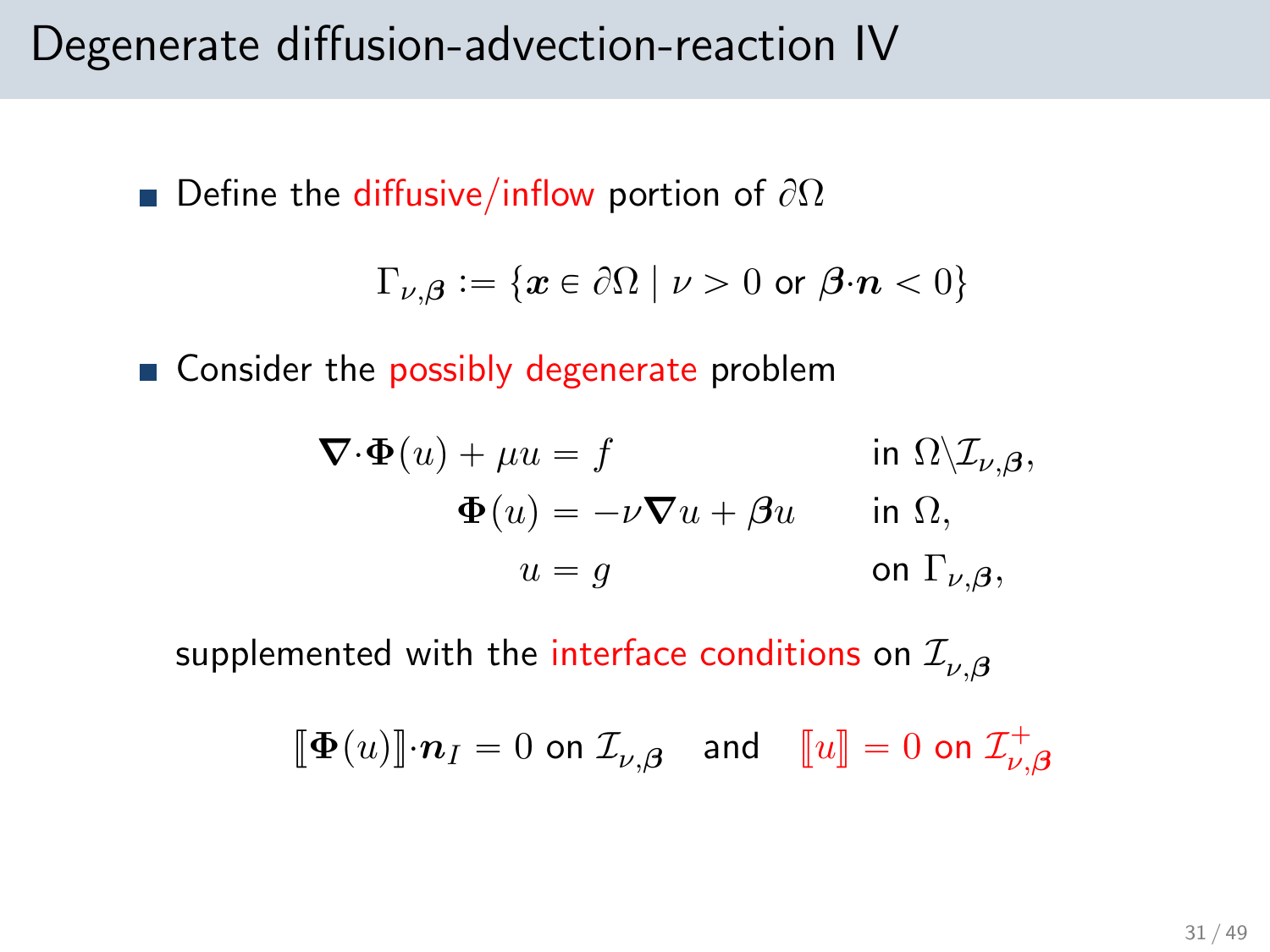# Degenerate diffusion-advection-reaction IV

- Define the diffusive/inflow portion of $\partial\Omega$

$$\Gamma_{\nu,\boldsymbol{\beta}} := \{\boldsymbol{x} \in \partial\Omega \mid \nu > 0 \text{ or } \boldsymbol{\beta}\cdot\boldsymbol{n} < 0\}$$

- Consider the possibly degenerate problem

$$\begin{aligned}
\boldsymbol{\nabla}\cdot\boldsymbol{\Phi}(u) + \mu u &= f && \text{in } \Omega\backslash\mathcal{I}_{\nu,\boldsymbol{\beta}},\\
\boldsymbol{\Phi}(u) &= -\nu\boldsymbol{\nabla} u + \boldsymbol{\beta} u && \text{in } \Omega,\\
u &= g && \text{on } \Gamma_{\nu,\boldsymbol{\beta}},
\end{aligned}$$

supplemented with the interface conditions on $\mathcal{I}_{\nu,\boldsymbol{\beta}}$

$$[\![\boldsymbol{\Phi}(u)]\!]\cdot\boldsymbol{n}_I = 0 \text{ on } \mathcal{I}_{\nu,\boldsymbol{\beta}} \quad \text{and} \quad [\![u]\!] = 0 \text{ on } \mathcal{I}^+_{\nu,\boldsymbol{\beta}}$$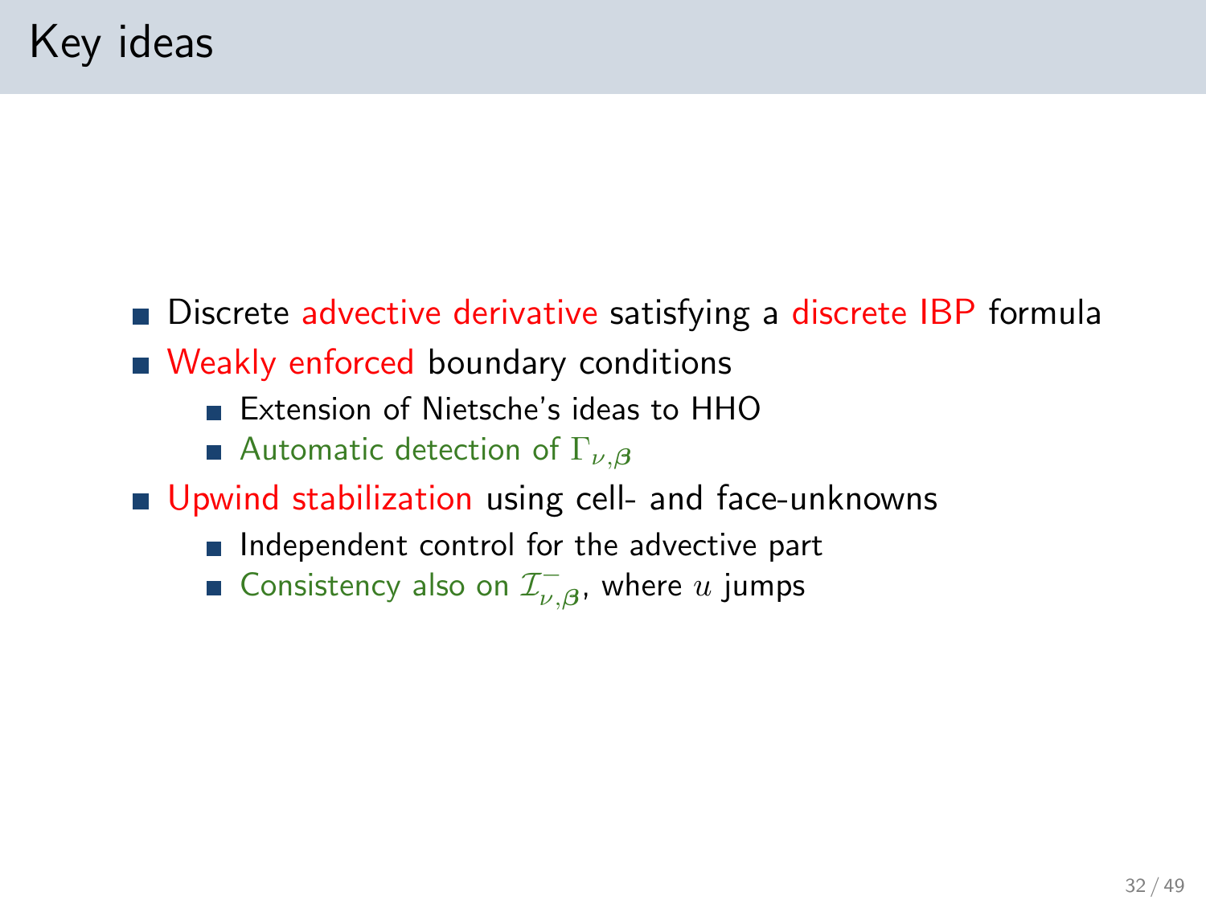# Key ideas

- Discrete advective derivative satisfying a discrete IBP formula
- Weakly enforced boundary conditions
  - Extension of Nietsche's ideas to HHO
  - Automatic detection of $\Gamma_{\nu,\boldsymbol{\beta}}$
- Upwind stabilization using cell- and face-unknowns
  - Independent control for the advective part
  - Consistency also on $\mathcal{I}^{-}_{\nu,\boldsymbol{\beta}}$, where $u$ jumps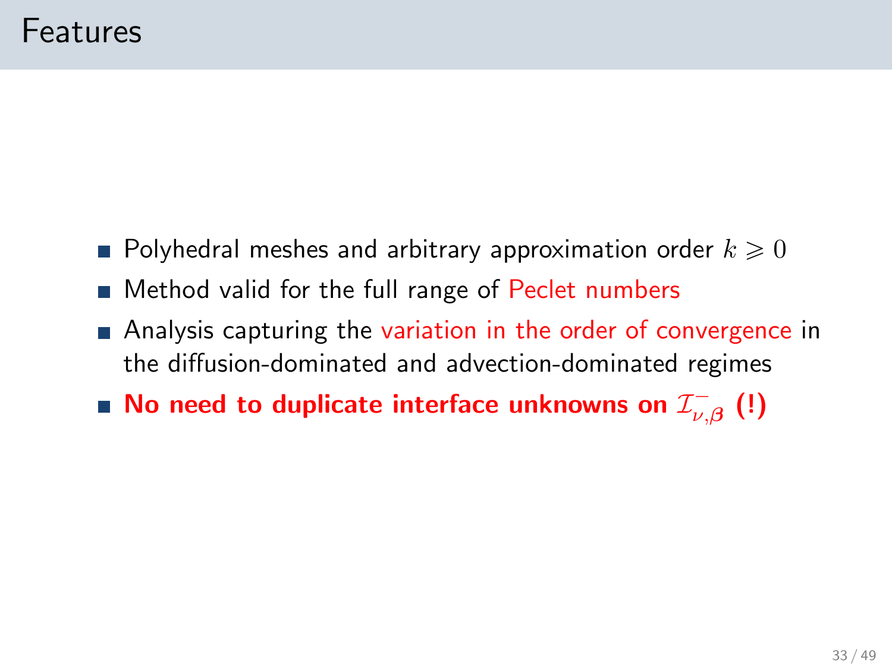# Features

- Polyhedral meshes and arbitrary approximation order $k \geqslant 0$
- Method valid for the full range of Peclet numbers
- Analysis capturing the variation in the order of convergence in the diffusion-dominated and advection-dominated regimes
- **No need to duplicate interface unknowns on $\mathcal{I}^{-}_{\nu,\boldsymbol{\beta}}$ (!)**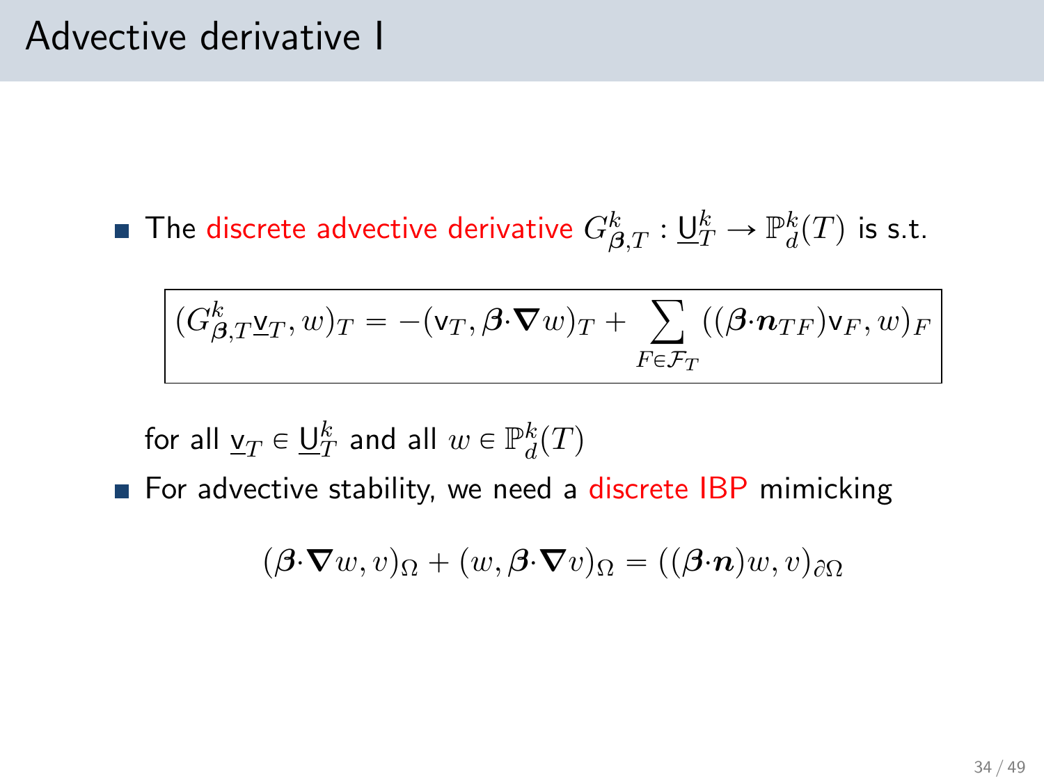# Advective derivative I

- The discrete advective derivative $G^k_{\boldsymbol{\beta},T} : \underline{\mathsf{U}}^k_T \to \mathbb{P}^k_d(T)$ is s.t.

$$
\boxed{(G^k_{\boldsymbol{\beta},T}\underline{\mathsf{v}}_T, w)_T = -(\mathsf{v}_T, \boldsymbol{\beta}\cdot\boldsymbol{\nabla} w)_T + \sum_{F\in\mathcal{F}_T} ((\boldsymbol{\beta}\cdot\boldsymbol{n}_{TF})\mathsf{v}_F, w)_F}
$$

  for all $\underline{\mathsf{v}}_T \in \underline{\mathsf{U}}^k_T$ and all $w \in \mathbb{P}^k_d(T)$

- For advective stability, we need a discrete IBP mimicking

$$
(\boldsymbol{\beta}\cdot\boldsymbol{\nabla} w, v)_\Omega + (w, \boldsymbol{\beta}\cdot\boldsymbol{\nabla} v)_\Omega = ((\boldsymbol{\beta}\cdot\boldsymbol{n})w, v)_{\partial\Omega}
$$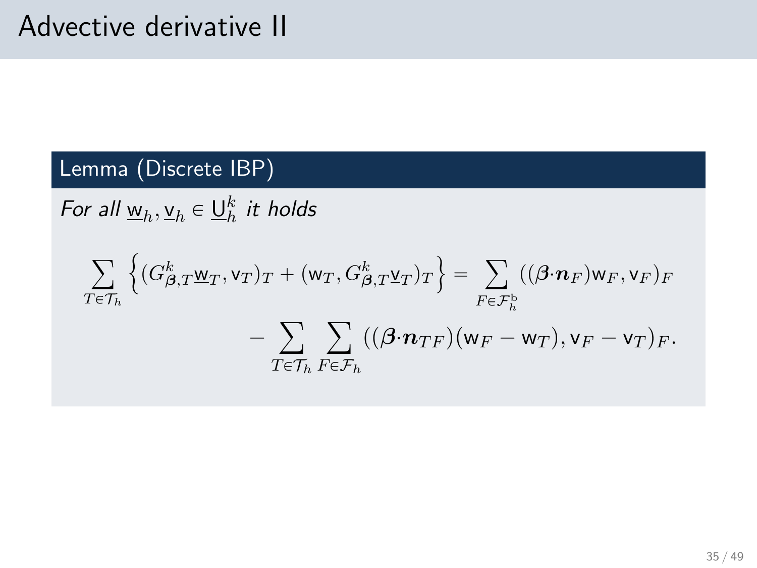# Advective derivative II

**Lemma (Discrete IBP)**

*For all $\underline{\mathsf{w}}_h, \underline{\mathsf{v}}_h \in \underline{\mathsf{U}}_h^k$ it holds*

$$
\sum_{T \in \mathcal{T}_h} \left\{ (G_{\boldsymbol{\beta},T}^k \underline{\mathsf{w}}_T, \mathsf{v}_T)_T + (\mathsf{w}_T, G_{\boldsymbol{\beta},T}^k \underline{\mathsf{v}}_T)_T \right\} = \sum_{F \in \mathcal{F}_h^{\mathrm{b}}} ((\boldsymbol{\beta} \cdot \boldsymbol{n}_F) \mathsf{w}_F, \mathsf{v}_F)_F - \sum_{T \in \mathcal{T}_h} \sum_{F \in \mathcal{F}_h} ((\boldsymbol{\beta} \cdot \boldsymbol{n}_{TF})(\mathsf{w}_F - \mathsf{w}_T), \mathsf{v}_F - \mathsf{v}_T)_F.
$$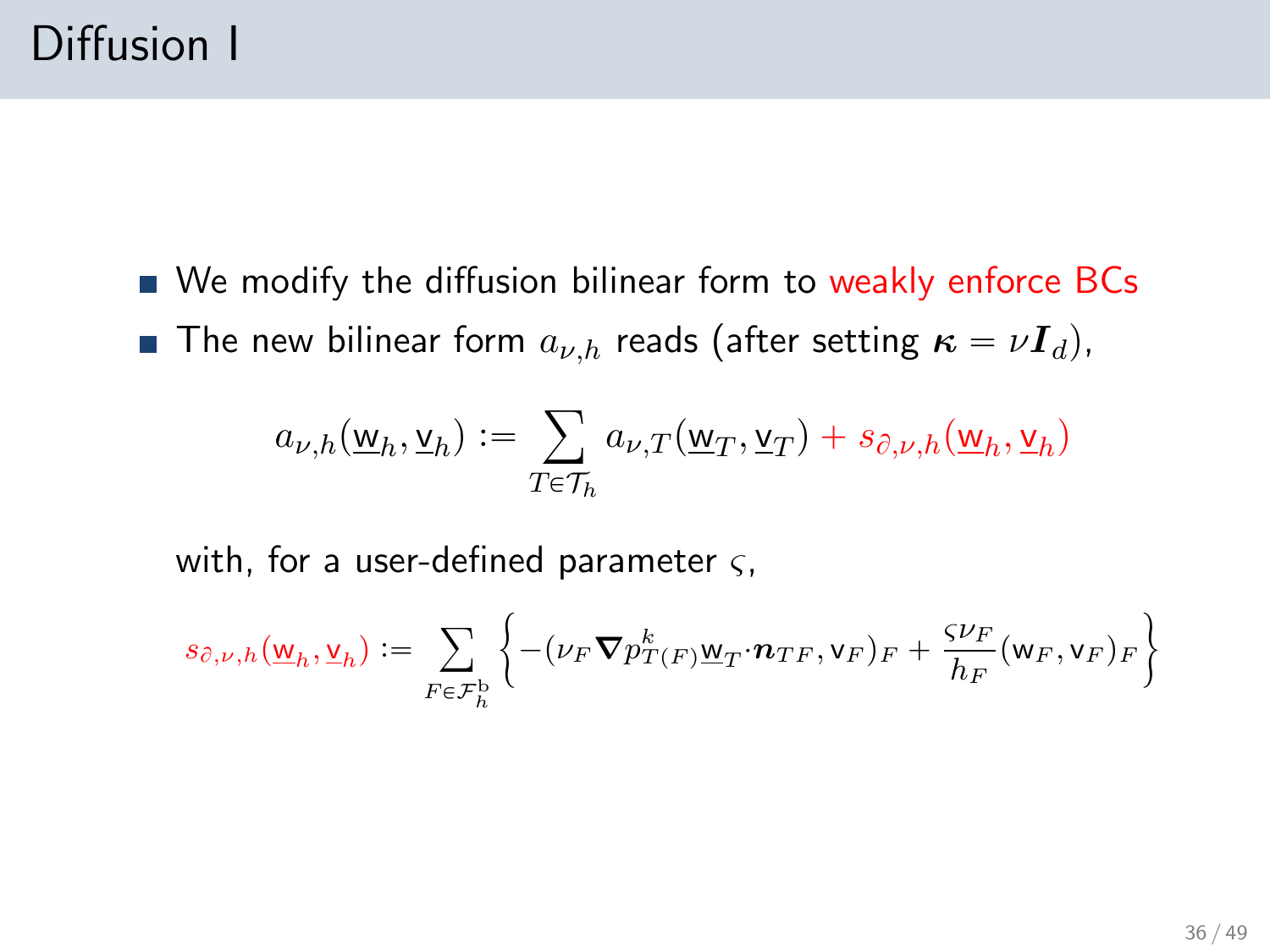# Diffusion I

- We modify the diffusion bilinear form to weakly enforce BCs
- The new bilinear form $a_{\nu,h}$ reads (after setting $\boldsymbol{\kappa} = \nu \boldsymbol{I}_d$),

$$a_{\nu,h}(\underline{\mathsf{w}}_h, \underline{\mathsf{v}}_h) := \sum_{T \in \mathcal{T}_h} a_{\nu,T}(\underline{\mathsf{w}}_T, \underline{\mathsf{v}}_T) + s_{\partial,\nu,h}(\underline{\mathsf{w}}_h, \underline{\mathsf{v}}_h)$$

with, for a user-defined parameter $\varsigma$,

$$s_{\partial,\nu,h}(\underline{\mathsf{w}}_h, \underline{\mathsf{v}}_h) := \sum_{F \in \mathcal{F}_h^{\mathrm{b}}} \left\{ -(\nu_F \boldsymbol{\nabla} p_{T(F)}^k \underline{\mathsf{w}}_T \cdot \boldsymbol{n}_{TF}, \mathsf{v}_F)_F + \frac{\varsigma \nu_F}{h_F} (\mathsf{w}_F, \mathsf{v}_F)_F \right\}$$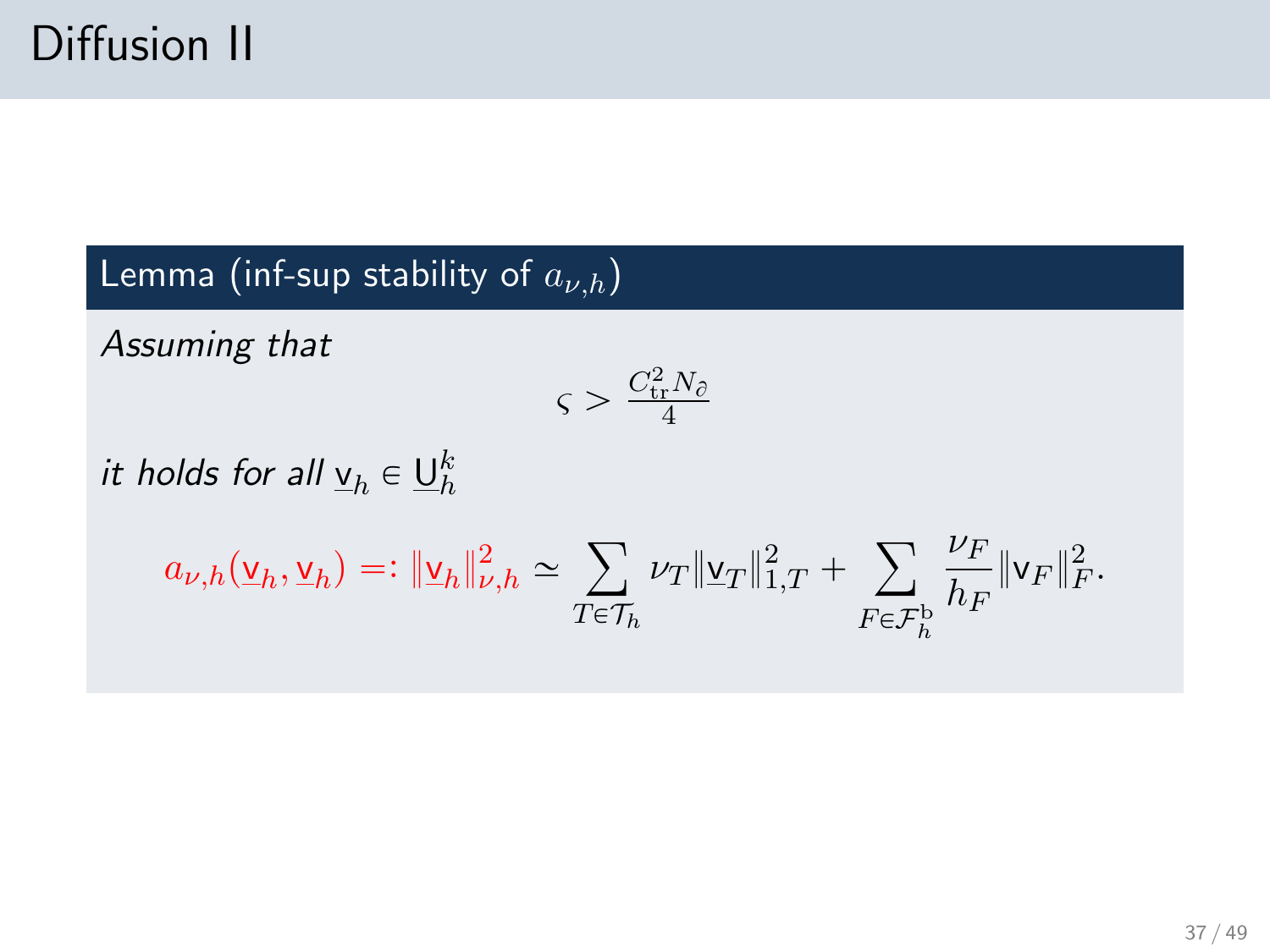# Diffusion II

**Lemma (inf-sup stability of $a_{\nu,h}$)**

*Assuming that*

$$\varsigma > \frac{C_{\mathrm{tr}}^2 N_\partial}{4}$$

*it holds for all* $\underline{\mathsf{v}}_h \in \underline{\mathsf{U}}_h^k$

$$a_{\nu,h}(\underline{\mathsf{v}}_h, \underline{\mathsf{v}}_h) =: \|\underline{\mathsf{v}}_h\|_{\nu,h}^2 \simeq \sum_{T \in \mathcal{T}_h} \nu_T \|\underline{\mathsf{v}}_T\|_{1,T}^2 + \sum_{F \in \mathcal{F}_h^{\mathrm{b}}} \frac{\nu_F}{h_F} \|\mathsf{v}_F\|_F^2.$$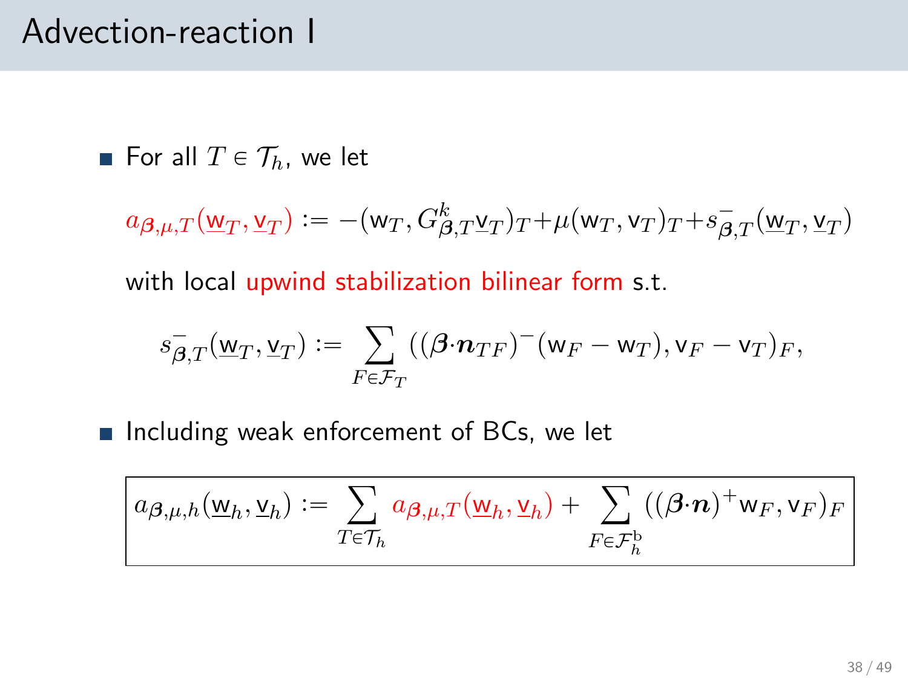# Advection-reaction I

- For all $T \in \mathcal{T}_h$, we let

$$a_{\boldsymbol{\beta},\mu,T}(\underline{\mathsf{w}}_T, \underline{\mathsf{v}}_T) := -(\mathsf{w}_T, G^k_{\boldsymbol{\beta},T}\underline{\mathsf{v}}_T)_T + \mu(\mathsf{w}_T, \mathsf{v}_T)_T + s^-_{\boldsymbol{\beta},T}(\underline{\mathsf{w}}_T, \underline{\mathsf{v}}_T)$$

  with local upwind stabilization bilinear form s.t.

$$s^-_{\boldsymbol{\beta},T}(\underline{\mathsf{w}}_T, \underline{\mathsf{v}}_T) := \sum_{F \in \mathcal{F}_T} ((\boldsymbol{\beta}\cdot\boldsymbol{n}_{TF})^-(\mathsf{w}_F - \mathsf{w}_T), \mathsf{v}_F - \mathsf{v}_T)_F,$$

- Including weak enforcement of BCs, we let

$$\boxed{a_{\boldsymbol{\beta},\mu,h}(\underline{\mathsf{w}}_h, \underline{\mathsf{v}}_h) := \sum_{T \in \mathcal{T}_h} a_{\boldsymbol{\beta},\mu,T}(\underline{\mathsf{w}}_h, \underline{\mathsf{v}}_h) + \sum_{F \in \mathcal{F}_h^{\mathrm{b}}} ((\boldsymbol{\beta}\cdot\boldsymbol{n})^+ \mathsf{w}_F, \mathsf{v}_F)_F}$$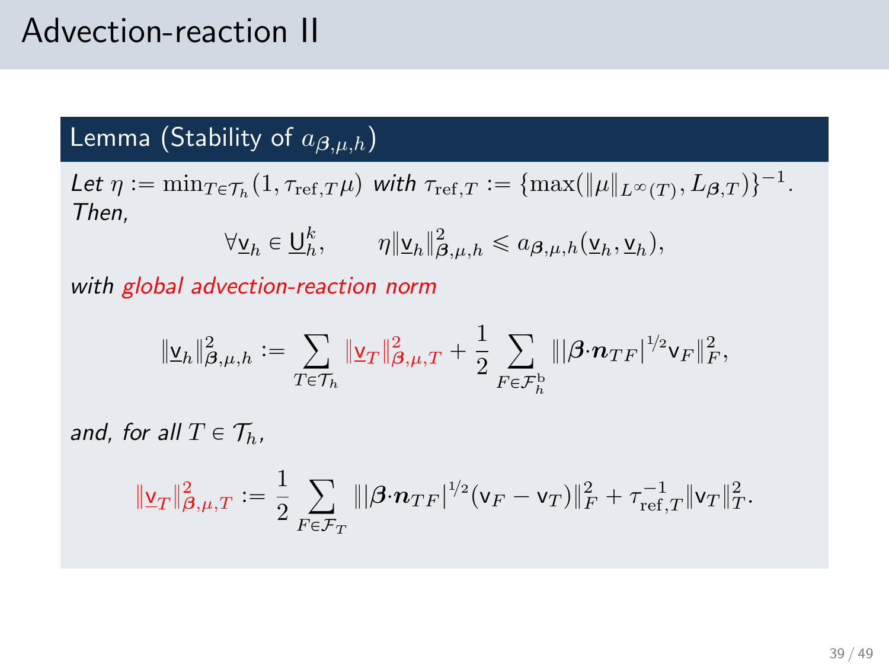# Advection-reaction II

## Lemma (Stability of $a_{\boldsymbol{\beta},\mu,h}$)

*Let* $\eta := \min_{T\in\mathcal{T}_h}(1, \tau_{\mathrm{ref},T}\mu)$ *with* $\tau_{\mathrm{ref},T} := \{\max(\|\mu\|_{L^\infty(T)}, L_{\boldsymbol{\beta},T})\}^{-1}$. *Then,*

$$\forall \underline{\mathsf{v}}_h \in \underline{\mathsf{U}}_h^k, \qquad \eta\|\underline{\mathsf{v}}_h\|_{\boldsymbol{\beta},\mu,h}^2 \leqslant a_{\boldsymbol{\beta},\mu,h}(\underline{\mathsf{v}}_h, \underline{\mathsf{v}}_h),$$

*with global advection-reaction norm*

$$\|\underline{\mathsf{v}}_h\|_{\boldsymbol{\beta},\mu,h}^2 := \sum_{T\in\mathcal{T}_h} \|\underline{\mathsf{v}}_T\|_{\boldsymbol{\beta},\mu,T}^2 + \frac{1}{2}\sum_{F\in\mathcal{F}_h^{\mathrm{b}}} \||\boldsymbol{\beta}\cdot\boldsymbol{n}_{TF}|^{1/2}\mathsf{v}_F\|_F^2,$$

*and, for all* $T \in \mathcal{T}_h$,

$$\|\underline{\mathsf{v}}_T\|_{\boldsymbol{\beta},\mu,T}^2 := \frac{1}{2}\sum_{F\in\mathcal{F}_T} \||\boldsymbol{\beta}\cdot\boldsymbol{n}_{TF}|^{1/2}(\mathsf{v}_F - \mathsf{v}_T)\|_F^2 + \tau_{\mathrm{ref},T}^{-1}\|\mathsf{v}_T\|_T^2.$$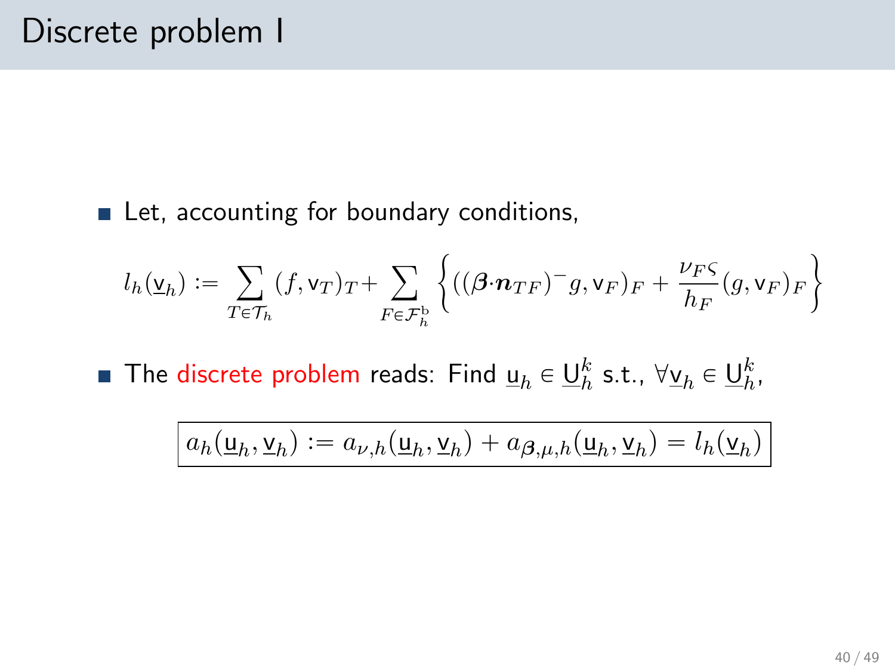# Discrete problem I

- Let, accounting for boundary conditions,

$$l_h(\underline{\mathsf{v}}_h) := \sum_{T\in\mathcal{T}_h} (f, \mathsf{v}_T)_T + \sum_{F\in\mathcal{F}_h^{\mathrm{b}}} \left\{ ((\boldsymbol{\beta}\cdot\boldsymbol{n}_{TF})^- g, \mathsf{v}_F)_F + \frac{\nu_F \varsigma}{h_F}(g, \mathsf{v}_F)_F \right\}$$

- The discrete problem reads: Find $\underline{\mathsf{u}}_h \in \underline{\mathsf{U}}_h^k$ s.t., $\forall \underline{\mathsf{v}}_h \in \underline{\mathsf{U}}_h^k$,

$$\boxed{a_h(\underline{\mathsf{u}}_h, \underline{\mathsf{v}}_h) := a_{\nu,h}(\underline{\mathsf{u}}_h, \underline{\mathsf{v}}_h) + a_{\boldsymbol{\beta},\mu,h}(\underline{\mathsf{u}}_h, \underline{\mathsf{v}}_h) = l_h(\underline{\mathsf{v}}_h)}$$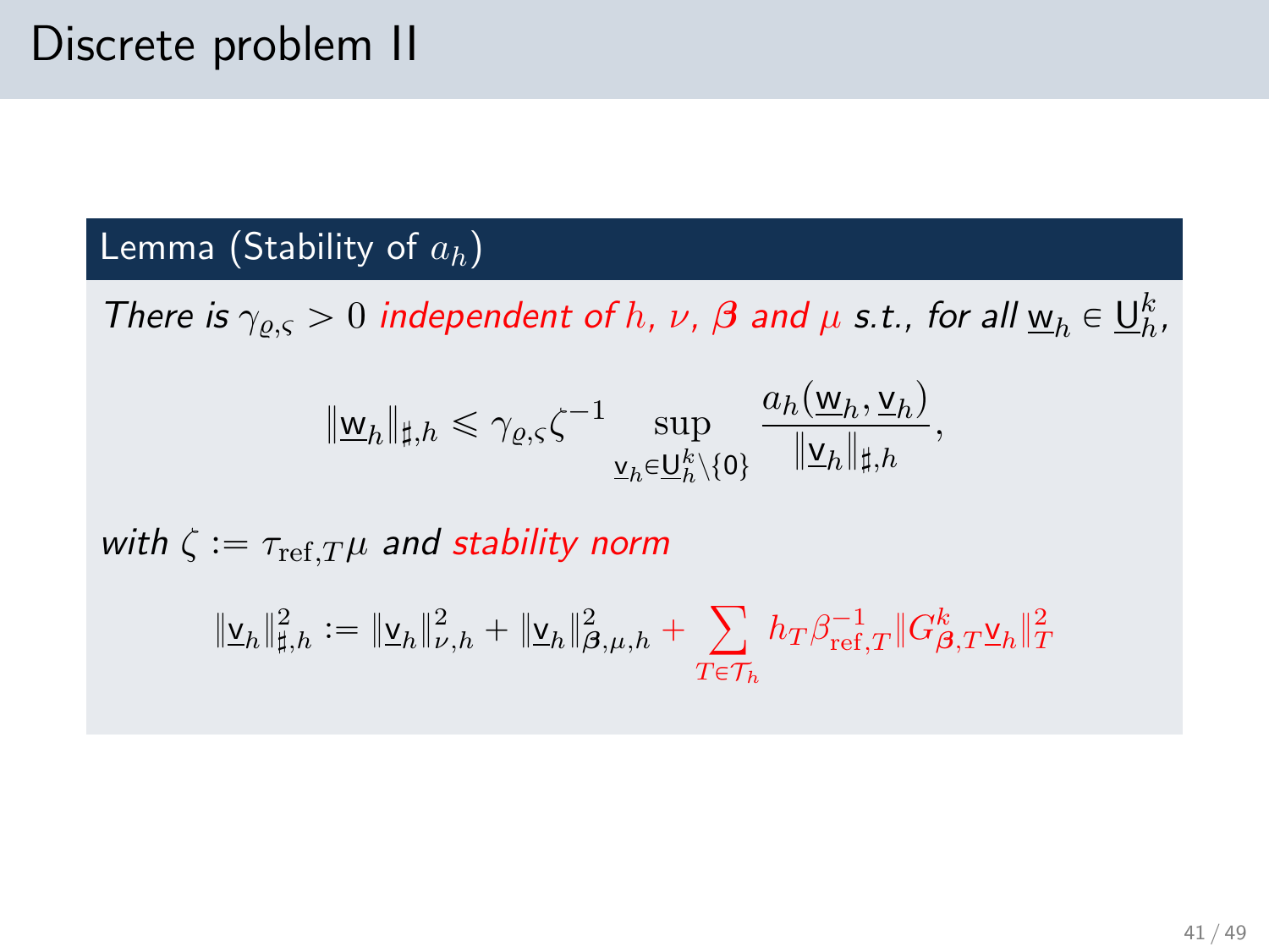# Discrete problem II

**Lemma (Stability of $a_h$)**

*There is $\gamma_{\varrho,\varsigma} > 0$ independent of $h$, $\nu$, $\boldsymbol{\beta}$ and $\mu$ s.t., for all $\underline{\mathsf{w}}_h \in \underline{\mathsf{U}}_h^k$,*

$$\|\underline{\mathsf{w}}_h\|_{\sharp,h} \leqslant \gamma_{\varrho,\varsigma}\zeta^{-1} \sup_{\underline{\mathsf{v}}_h \in \underline{\mathsf{U}}_h^k \setminus \{0\}} \frac{a_h(\underline{\mathsf{w}}_h, \underline{\mathsf{v}}_h)}{\|\underline{\mathsf{v}}_h\|_{\sharp,h}},$$

*with $\zeta := \tau_{\mathrm{ref},T}\mu$ and stability norm*

$$\|\underline{\mathsf{v}}_h\|_{\sharp,h}^2 := \|\underline{\mathsf{v}}_h\|_{\nu,h}^2 + \|\underline{\mathsf{v}}_h\|_{\boldsymbol{\beta},\mu,h}^2 + \sum_{T \in \mathcal{T}_h} h_T \beta_{\mathrm{ref},T}^{-1} \|G_{\boldsymbol{\beta},T}^k \underline{\mathsf{v}}_h\|_T^2$$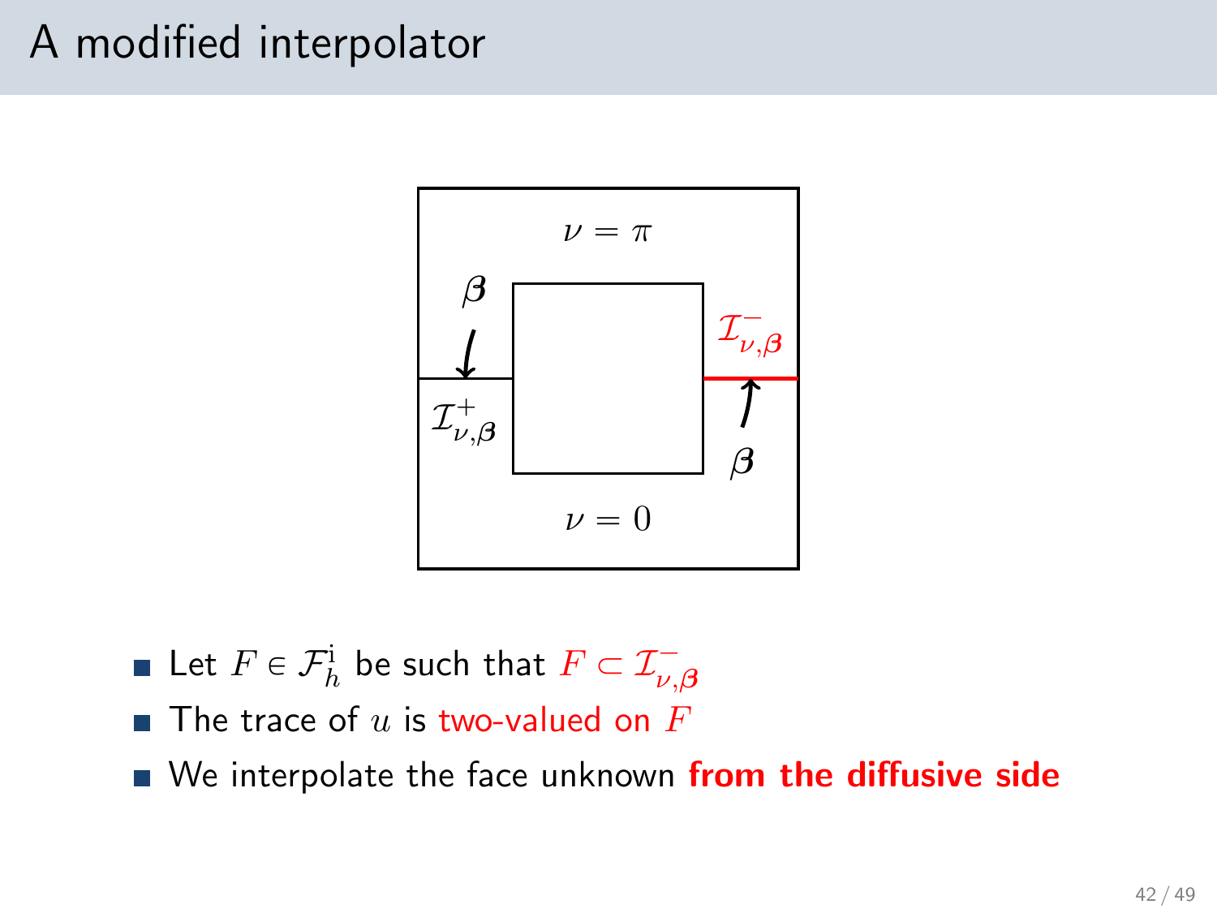# A modified interpolator

- Let $F \in \mathcal{F}_h^{\mathrm{i}}$ be such that $F \subset \mathcal{I}_{\nu,\boldsymbol{\beta}}^{-}$
- The trace of $u$ is two-valued on $F$
- We interpolate the face unknown **from the diffusive side**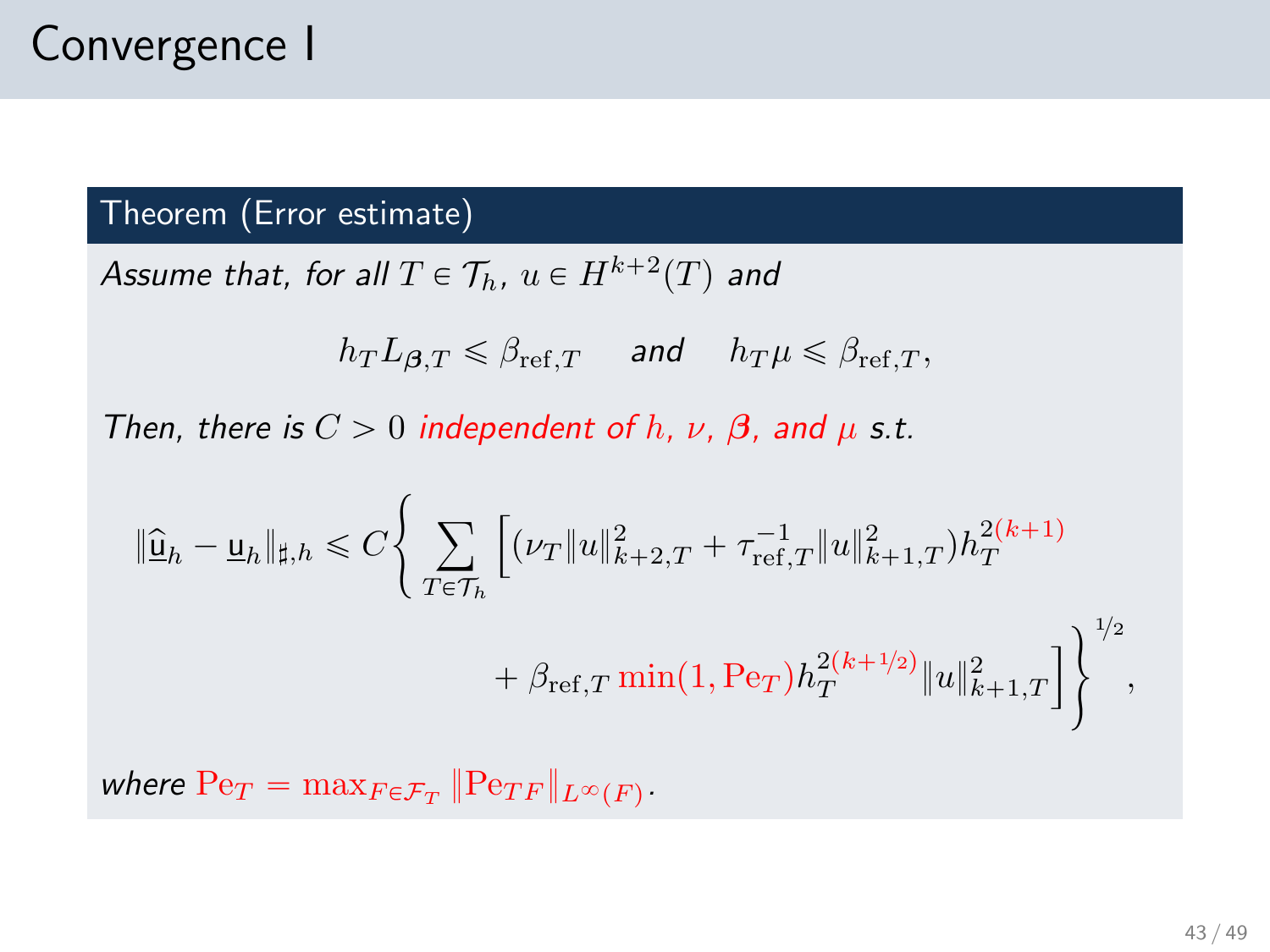# Convergence I

**Theorem (Error estimate)**

*Assume that, for all $T \in \mathcal{T}_h$, $u \in H^{k+2}(T)$ and*

$$h_T L_{\boldsymbol{\beta},T} \leqslant \beta_{\mathrm{ref},T} \quad \text{and} \quad h_T \mu \leqslant \beta_{\mathrm{ref},T},$$

*Then, there is $C > 0$ independent of $h$, $\nu$, $\boldsymbol{\beta}$, and $\mu$ s.t.*

$$\|\underline{\widehat{\mathsf{u}}}_h - \underline{\mathsf{u}}_h\|_{\sharp,h} \leqslant C \left\{ \sum_{T \in \mathcal{T}_h} \left[ (\nu_T \|u\|_{k+2,T}^2 + \tau_{\mathrm{ref},T}^{-1} \|u\|_{k+1,T}^2) h_T^{2(k+1)} + \beta_{\mathrm{ref},T} \min(1, \mathrm{Pe}_T) h_T^{2(k+1/2)} \|u\|_{k+1,T}^2 \right] \right\}^{1/2},$$

*where* $\mathrm{Pe}_T = \max_{F \in \mathcal{F}_T} \|\mathrm{Pe}_{TF}\|_{L^\infty(F)}$.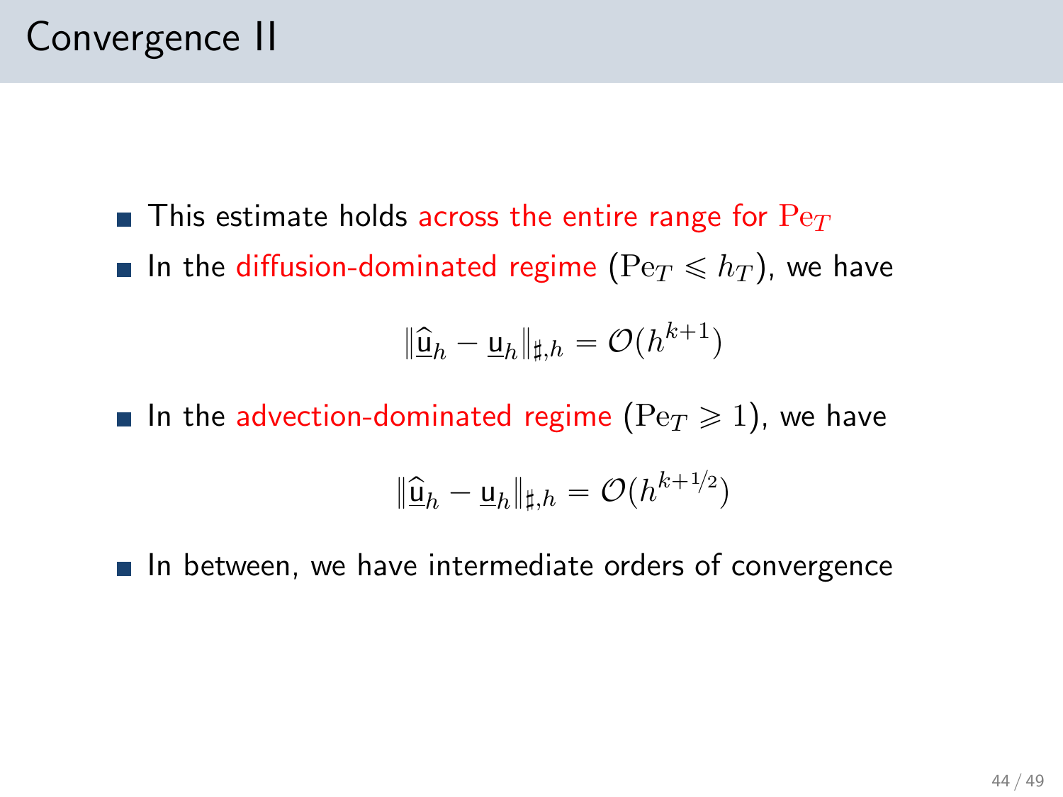# Convergence II

- This estimate holds across the entire range for $\mathrm{Pe}_T$
- In the diffusion-dominated regime ($\mathrm{Pe}_T \leqslant h_T$), we have

$$\|\widehat{\underline{\mathsf{u}}}_h - \underline{\mathsf{u}}_h\|_{\sharp,h} = \mathcal{O}(h^{k+1})$$

- In the advection-dominated regime ($\mathrm{Pe}_T \geqslant 1$), we have

$$\|\widehat{\underline{\mathsf{u}}}_h - \underline{\mathsf{u}}_h\|_{\sharp,h} = \mathcal{O}(h^{k+1/2})$$

- In between, we have intermediate orders of convergence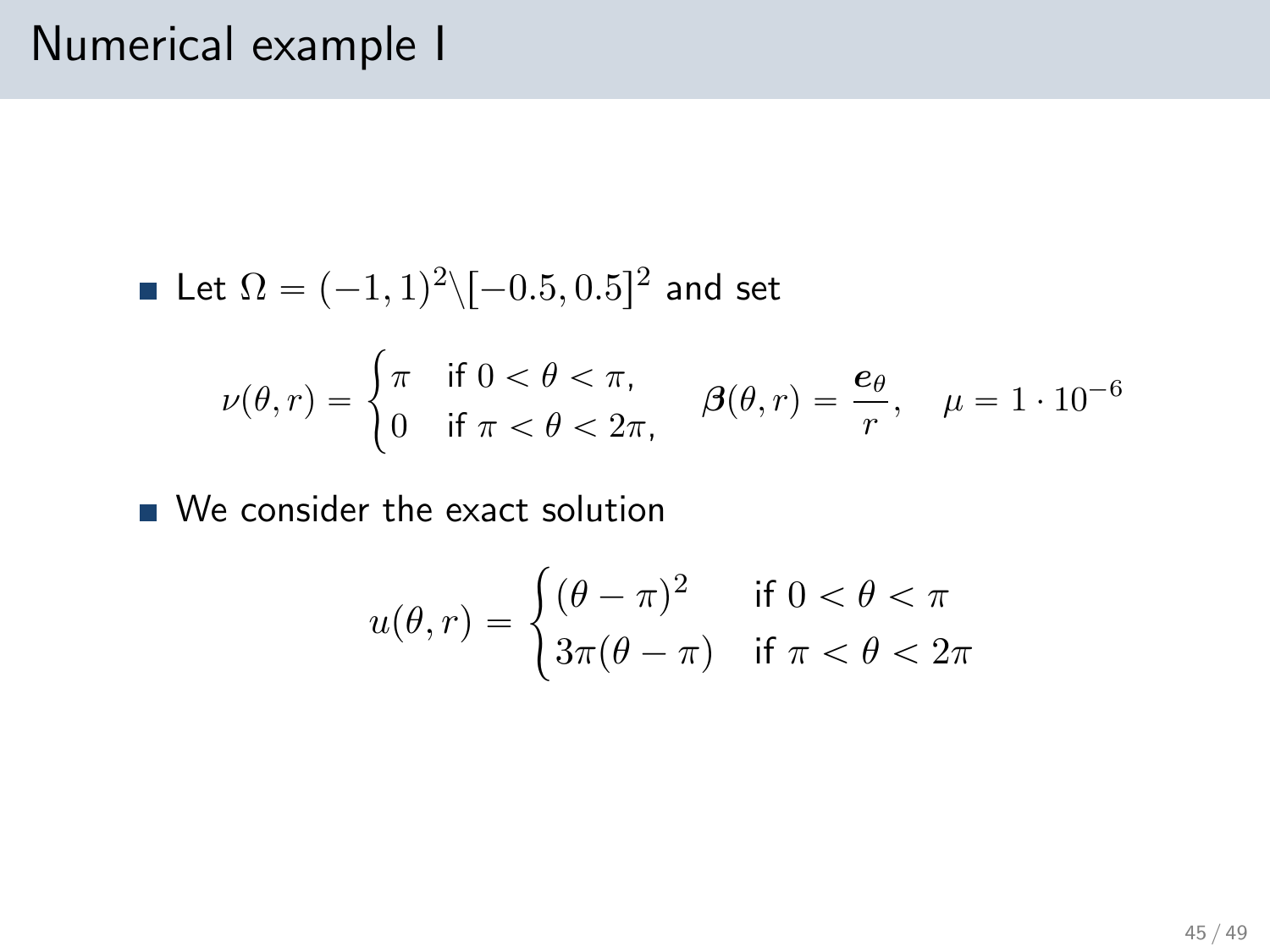# Numerical example I

- Let $\Omega = (-1,1)^2 \backslash [-0.5, 0.5]^2$ and set

$$\nu(\theta, r) = \begin{cases} \pi & \text{if } 0 < \theta < \pi, \\ 0 & \text{if } \pi < \theta < 2\pi, \end{cases} \quad \boldsymbol{\beta}(\theta, r) = \frac{\boldsymbol{e}_\theta}{r}, \quad \mu = 1 \cdot 10^{-6}$$

- We consider the exact solution

$$u(\theta, r) = \begin{cases} (\theta - \pi)^2 & \text{if } 0 < \theta < \pi \\ 3\pi(\theta - \pi) & \text{if } \pi < \theta < 2\pi \end{cases}$$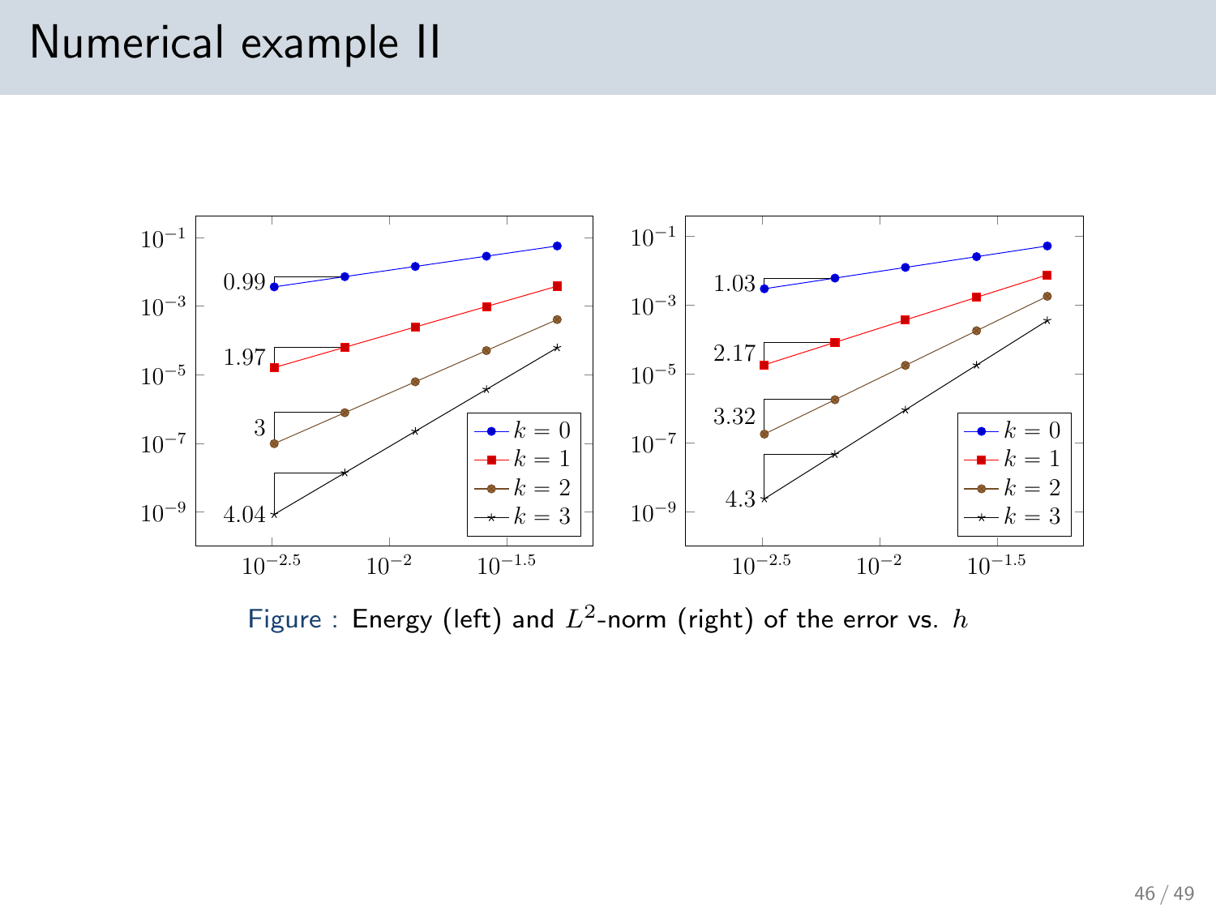# Numerical example II

Figure : Energy (left) and $L^2$-norm (right) of the error vs. $h$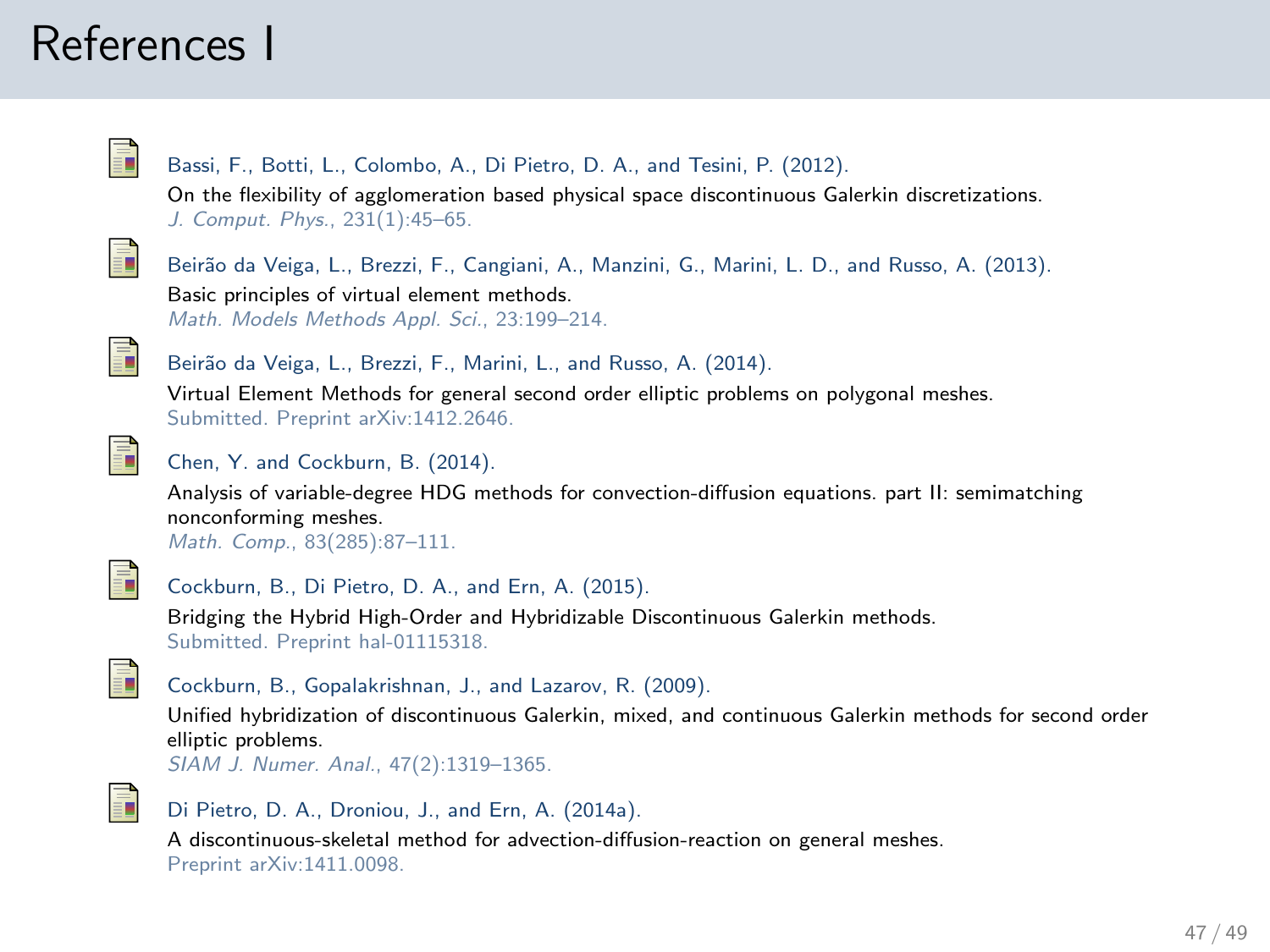# References I

- Bassi, F., Botti, L., Colombo, A., Di Pietro, D. A., and Tesini, P. (2012).
  On the flexibility of agglomeration based physical space discontinuous Galerkin discretizations.
  *J. Comput. Phys.*, 231(1):45–65.

- Beirão da Veiga, L., Brezzi, F., Cangiani, A., Manzini, G., Marini, L. D., and Russo, A. (2013).
  Basic principles of virtual element methods.
  *Math. Models Methods Appl. Sci.*, 23:199–214.

- Beirão da Veiga, L., Brezzi, F., Marini, L., and Russo, A. (2014).
  Virtual Element Methods for general second order elliptic problems on polygonal meshes.
  Submitted. Preprint arXiv:1412.2646.

- Chen, Y. and Cockburn, B. (2014).
  Analysis of variable-degree HDG methods for convection-diffusion equations. part II: semimatching nonconforming meshes.
  *Math. Comp.*, 83(285):87–111.

- Cockburn, B., Di Pietro, D. A., and Ern, A. (2015).
  Bridging the Hybrid High-Order and Hybridizable Discontinuous Galerkin methods.
  Submitted. Preprint hal-01115318.

- Cockburn, B., Gopalakrishnan, J., and Lazarov, R. (2009).
  Unified hybridization of discontinuous Galerkin, mixed, and continuous Galerkin methods for second order elliptic problems.
  *SIAM J. Numer. Anal.*, 47(2):1319–1365.

- Di Pietro, D. A., Droniou, J., and Ern, A. (2014a).
  A discontinuous-skeletal method for advection-diffusion-reaction on general meshes.
  Preprint arXiv:1411.0098.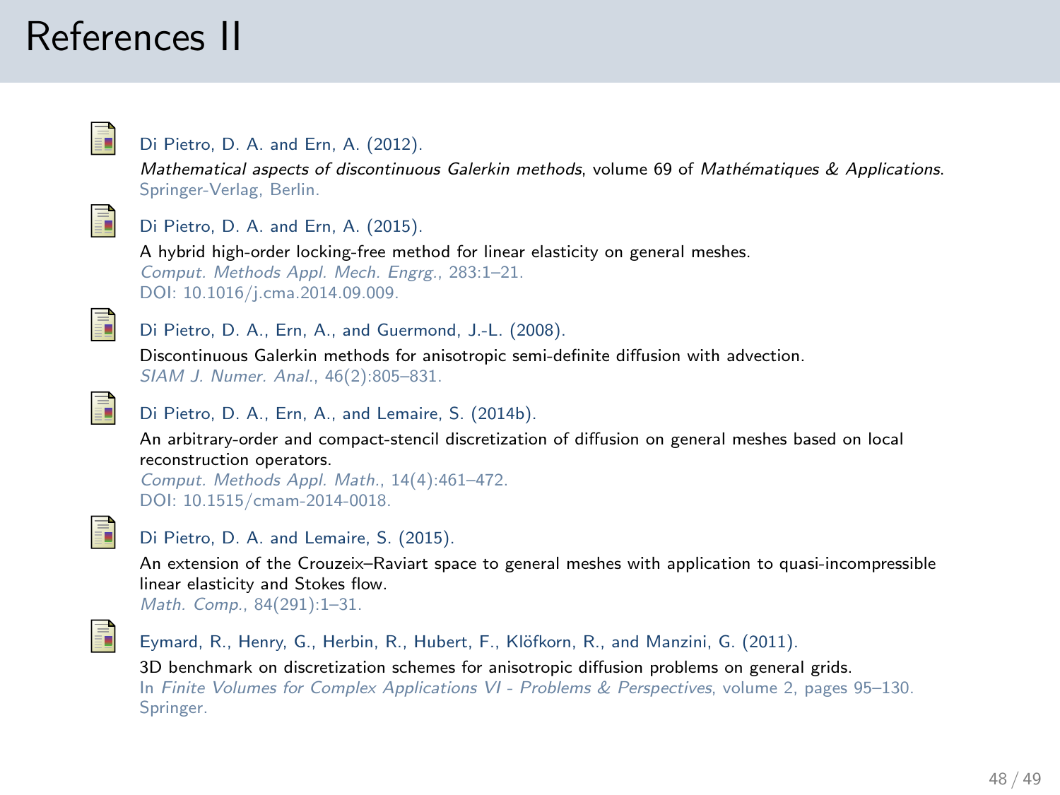# References II

- Di Pietro, D. A. and Ern, A. (2012).
  *Mathematical aspects of discontinuous Galerkin methods*, volume 69 of *Mathématiques & Applications*.
  Springer-Verlag, Berlin.

- Di Pietro, D. A. and Ern, A. (2015).
  A hybrid high-order locking-free method for linear elasticity on general meshes.
  *Comput. Methods Appl. Mech. Engrg.*, 283:1–21.
  DOI: 10.1016/j.cma.2014.09.009.

- Di Pietro, D. A., Ern, A., and Guermond, J.-L. (2008).
  Discontinuous Galerkin methods for anisotropic semi-definite diffusion with advection.
  *SIAM J. Numer. Anal.*, 46(2):805–831.

- Di Pietro, D. A., Ern, A., and Lemaire, S. (2014b).
  An arbitrary-order and compact-stencil discretization of diffusion on general meshes based on local reconstruction operators.
  *Comput. Methods Appl. Math.*, 14(4):461–472.
  DOI: 10.1515/cmam-2014-0018.

- Di Pietro, D. A. and Lemaire, S. (2015).
  An extension of the Crouzeix–Raviart space to general meshes with application to quasi-incompressible linear elasticity and Stokes flow.
  *Math. Comp.*, 84(291):1–31.

- Eymard, R., Henry, G., Herbin, R., Hubert, F., Klöfkorn, R., and Manzini, G. (2011).
  3D benchmark on discretization schemes for anisotropic diffusion problems on general grids.
  In *Finite Volumes for Complex Applications VI - Problems & Perspectives*, volume 2, pages 95–130.
  Springer.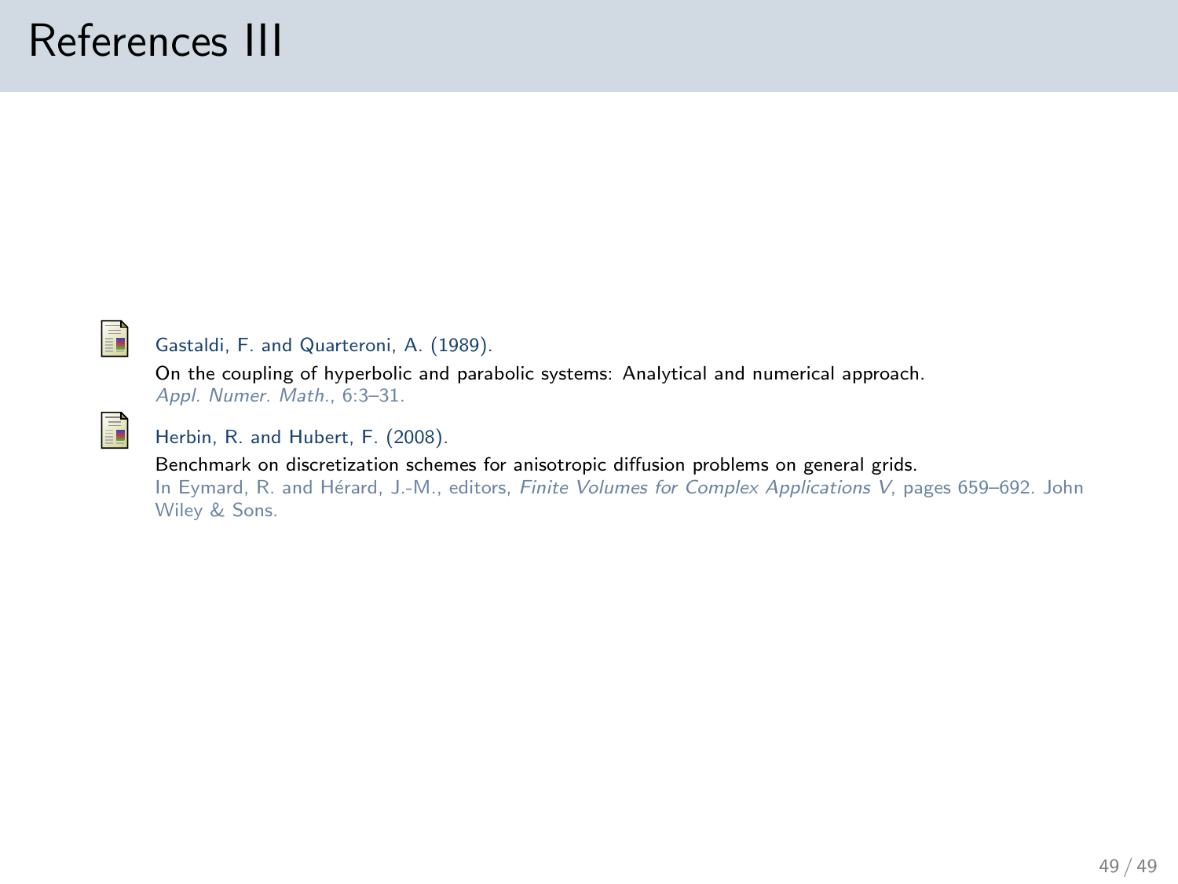# References III

Gastaldi, F. and Quarteroni, A. (1989).
On the coupling of hyperbolic and parabolic systems: Analytical and numerical approach.
*Appl. Numer. Math.*, 6:3–31.

Herbin, R. and Hubert, F. (2008).
Benchmark on discretization schemes for anisotropic diffusion problems on general grids.
In Eymard, R. and Hérard, J.-M., editors, *Finite Volumes for Complex Applications V*, pages 659–692. John Wiley & Sons.